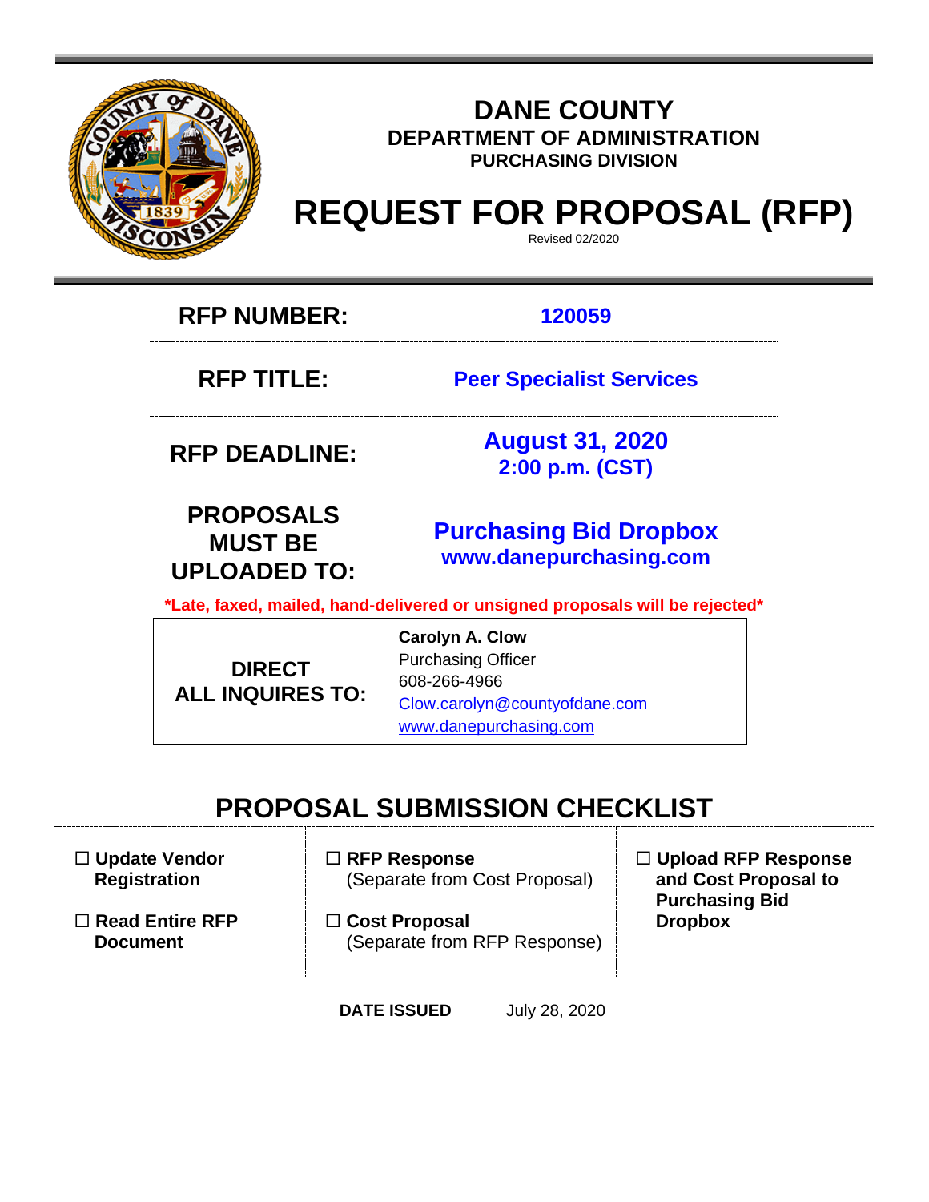# DANE COUNTY

## DEPARTMENT OF ADMINISTRATION

### PURCHASING DIVISION

# REQUEST FOR PROPOSAL (RFP)

Revised 02/2020

| | |
|---|---|
| **RFP NUMBER:** | **120059** |
| **RFP TITLE:** | **Peer Specialist Services** |
| **RFP DEADLINE:** | **August 31, 2020**<br>**2:00 p.m. (CST)** |
| **PROPOSALS MUST BE UPLOADED TO:** | **Purchasing Bid Dropbox**<br>**www.danepurchasing.com** |

***Late, faxed, mailed, hand-delivered or unsigned proposals will be rejected***

| | |
|---|---|
| **DIRECT ALL INQUIRES TO:** | **Carolyn A. Clow**<br>Purchasing Officer<br>608-266-4966<br>Clow.carolyn@countyofdane.com<br>www.danepurchasing.com |

## PROPOSAL SUBMISSION CHECKLIST

- ☐ **Update Vendor Registration**
- ☐ **Read Entire RFP Document**
- ☐ **RFP Response** (Separate from Cost Proposal)
- ☐ **Cost Proposal** (Separate from RFP Response)
- ☐ **Upload RFP Response and Cost Proposal to Purchasing Bid Dropbox**

**DATE ISSUED** | July 28, 2020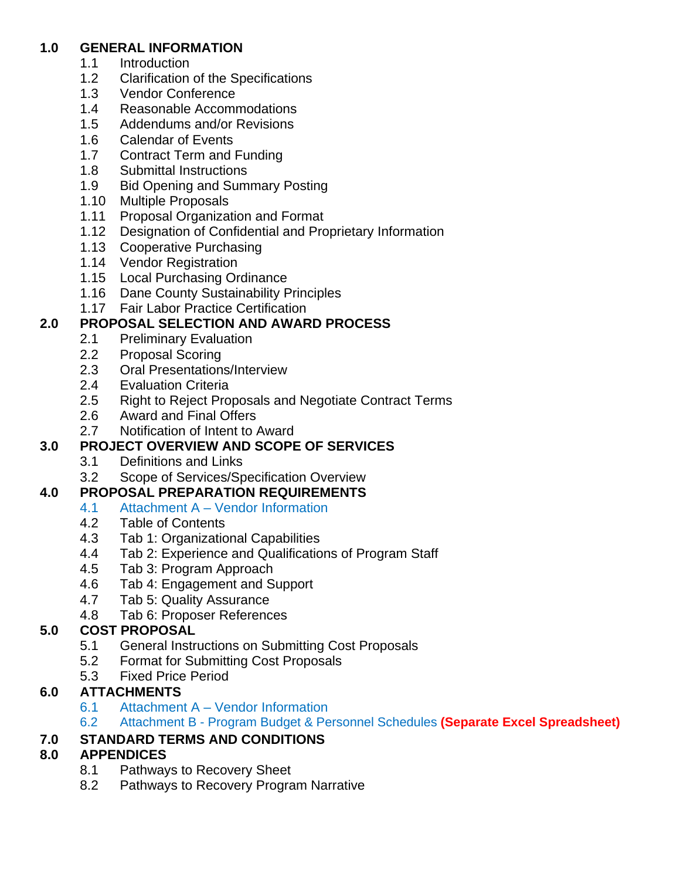**1.0 GENERAL INFORMATION**

- 1.1 Introduction
- 1.2 Clarification of the Specifications
- 1.3 Vendor Conference
- 1.4 Reasonable Accommodations
- 1.5 Addendums and/or Revisions
- 1.6 Calendar of Events
- 1.7 Contract Term and Funding
- 1.8 Submittal Instructions
- 1.9 Bid Opening and Summary Posting
- 1.10 Multiple Proposals
- 1.11 Proposal Organization and Format
- 1.12 Designation of Confidential and Proprietary Information
- 1.13 Cooperative Purchasing
- 1.14 Vendor Registration
- 1.15 Local Purchasing Ordinance
- 1.16 Dane County Sustainability Principles
- 1.17 Fair Labor Practice Certification

**2.0 PROPOSAL SELECTION AND AWARD PROCESS**

- 2.1 Preliminary Evaluation
- 2.2 Proposal Scoring
- 2.3 Oral Presentations/Interview
- 2.4 Evaluation Criteria
- 2.5 Right to Reject Proposals and Negotiate Contract Terms
- 2.6 Award and Final Offers
- 2.7 Notification of Intent to Award

**3.0 PROJECT OVERVIEW AND SCOPE OF SERVICES**

- 3.1 Definitions and Links
- 3.2 Scope of Services/Specification Overview

**4.0 PROPOSAL PREPARATION REQUIREMENTS**

- 4.1 Attachment A – Vendor Information
- 4.2 Table of Contents
- 4.3 Tab 1: Organizational Capabilities
- 4.4 Tab 2: Experience and Qualifications of Program Staff
- 4.5 Tab 3: Program Approach
- 4.6 Tab 4: Engagement and Support
- 4.7 Tab 5: Quality Assurance
- 4.8 Tab 6: Proposer References

**5.0 COST PROPOSAL**

- 5.1 General Instructions on Submitting Cost Proposals
- 5.2 Format for Submitting Cost Proposals
- 5.3 Fixed Price Period

**6.0 ATTACHMENTS**

- 6.1 Attachment A – Vendor Information
- 6.2 Attachment B - Program Budget & Personnel Schedules **(Separate Excel Spreadsheet)**

**7.0 STANDARD TERMS AND CONDITIONS**

**8.0 APPENDICES**

- 8.1 Pathways to Recovery Sheet
- 8.2 Pathways to Recovery Program Narrative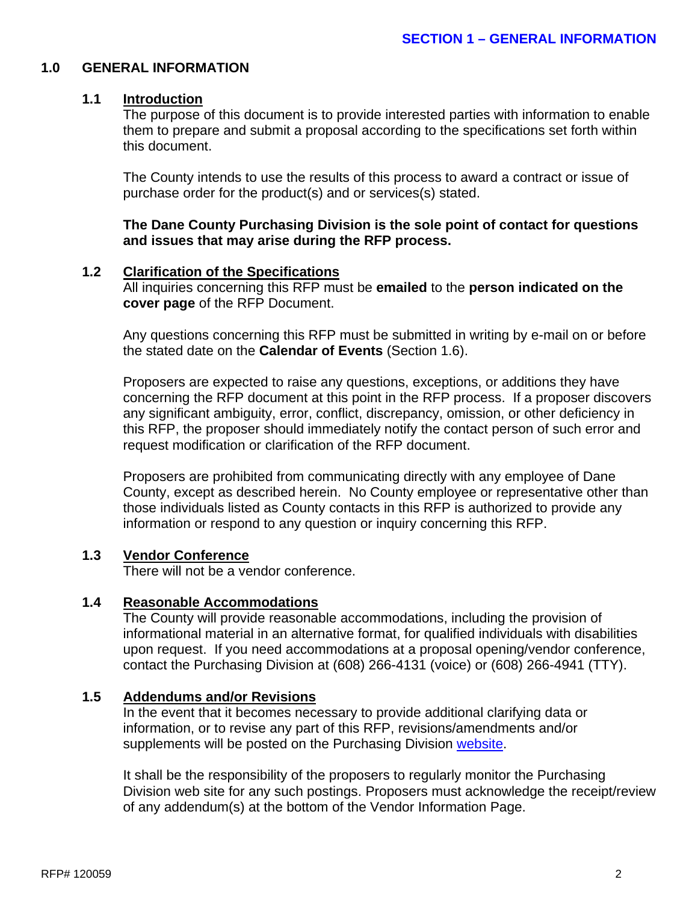## 1.0 GENERAL INFORMATION

### 1.1 Introduction

The purpose of this document is to provide interested parties with information to enable them to prepare and submit a proposal according to the specifications set forth within this document.

The County intends to use the results of this process to award a contract or issue of purchase order for the product(s) and or services(s) stated.

**The Dane County Purchasing Division is the sole point of contact for questions and issues that may arise during the RFP process.**

### 1.2 Clarification of the Specifications

All inquiries concerning this RFP must be **emailed** to the **person indicated on the cover page** of the RFP Document.

Any questions concerning this RFP must be submitted in writing by e-mail on or before the stated date on the **Calendar of Events** (Section 1.6).

Proposers are expected to raise any questions, exceptions, or additions they have concerning the RFP document at this point in the RFP process. If a proposer discovers any significant ambiguity, error, conflict, discrepancy, omission, or other deficiency in this RFP, the proposer should immediately notify the contact person of such error and request modification or clarification of the RFP document.

Proposers are prohibited from communicating directly with any employee of Dane County, except as described herein. No County employee or representative other than those individuals listed as County contacts in this RFP is authorized to provide any information or respond to any question or inquiry concerning this RFP.

### 1.3 Vendor Conference

There will not be a vendor conference.

### 1.4 Reasonable Accommodations

The County will provide reasonable accommodations, including the provision of informational material in an alternative format, for qualified individuals with disabilities upon request. If you need accommodations at a proposal opening/vendor conference, contact the Purchasing Division at (608) 266-4131 (voice) or (608) 266-4941 (TTY).

### 1.5 Addendums and/or Revisions

In the event that it becomes necessary to provide additional clarifying data or information, or to revise any part of this RFP, revisions/amendments and/or supplements will be posted on the Purchasing Division website.

It shall be the responsibility of the proposers to regularly monitor the Purchasing Division web site for any such postings. Proposers must acknowledge the receipt/review of any addendum(s) at the bottom of the Vendor Information Page.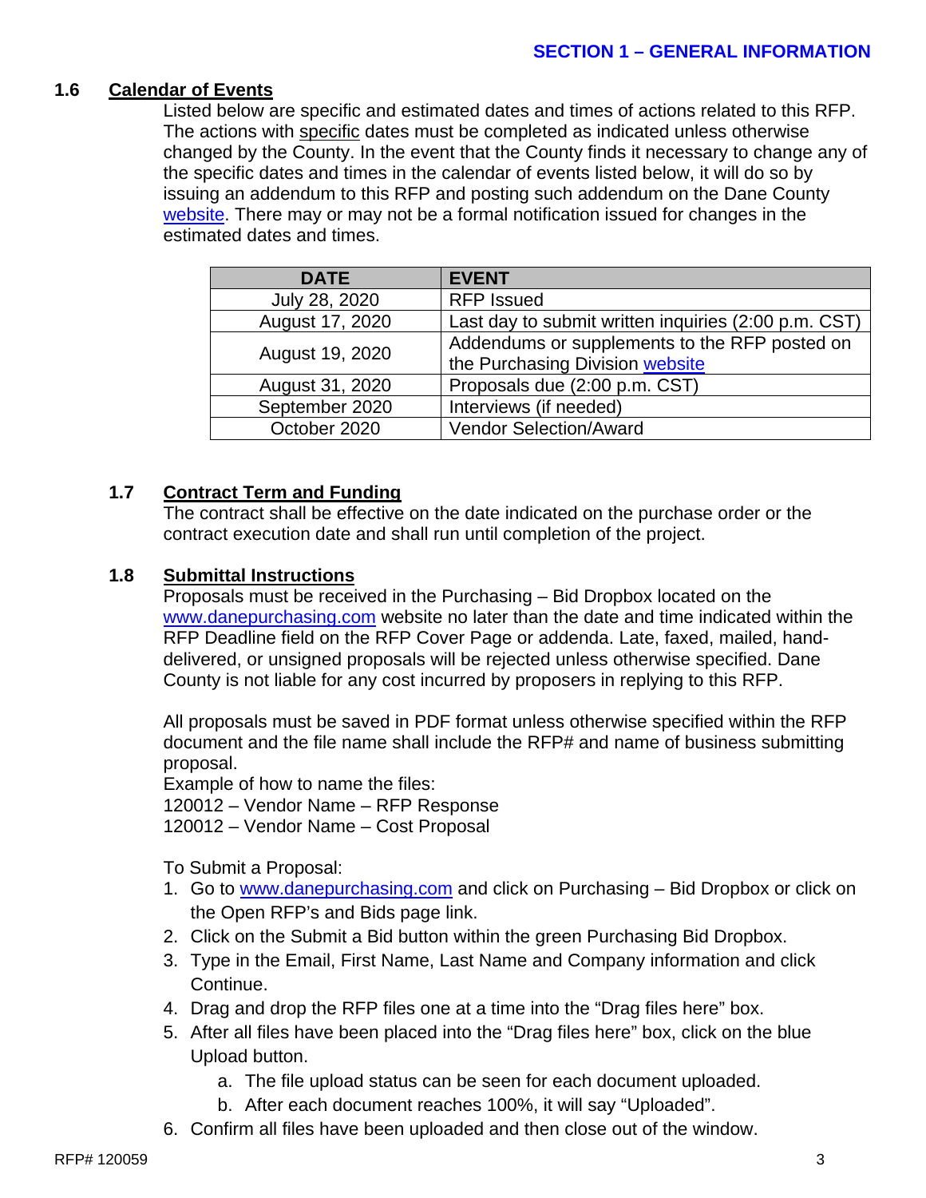## 1.6 Calendar of Events

Listed below are specific and estimated dates and times of actions related to this RFP. The actions with specific dates must be completed as indicated unless otherwise changed by the County. In the event that the County finds it necessary to change any of the specific dates and times in the calendar of events listed below, it will do so by issuing an addendum to this RFP and posting such addendum on the Dane County website. There may or may not be a formal notification issued for changes in the estimated dates and times.

| DATE | EVENT |
| --- | --- |
| July 28, 2020 | RFP Issued |
| August 17, 2020 | Last day to submit written inquiries (2:00 p.m. CST) |
| August 19, 2020 | Addendums or supplements to the RFP posted on the Purchasing Division website |
| August 31, 2020 | Proposals due (2:00 p.m. CST) |
| September 2020 | Interviews (if needed) |
| October 2020 | Vendor Selection/Award |

## 1.7 Contract Term and Funding

The contract shall be effective on the date indicated on the purchase order or the contract execution date and shall run until completion of the project.

## 1.8 Submittal Instructions

Proposals must be received in the Purchasing – Bid Dropbox located on the www.danepurchasing.com website no later than the date and time indicated within the RFP Deadline field on the RFP Cover Page or addenda. Late, faxed, mailed, hand-delivered, or unsigned proposals will be rejected unless otherwise specified. Dane County is not liable for any cost incurred by proposers in replying to this RFP.

All proposals must be saved in PDF format unless otherwise specified within the RFP document and the file name shall include the RFP# and name of business submitting proposal.

Example of how to name the files:
120012 – Vendor Name – RFP Response
120012 – Vendor Name – Cost Proposal

To Submit a Proposal:

1. Go to www.danepurchasing.com and click on Purchasing – Bid Dropbox or click on the Open RFP's and Bids page link.
2. Click on the Submit a Bid button within the green Purchasing Bid Dropbox.
3. Type in the Email, First Name, Last Name and Company information and click Continue.
4. Drag and drop the RFP files one at a time into the "Drag files here" box.
5. After all files have been placed into the "Drag files here" box, click on the blue Upload button.
   a. The file upload status can be seen for each document uploaded.
   b. After each document reaches 100%, it will say "Uploaded".
6. Confirm all files have been uploaded and then close out of the window.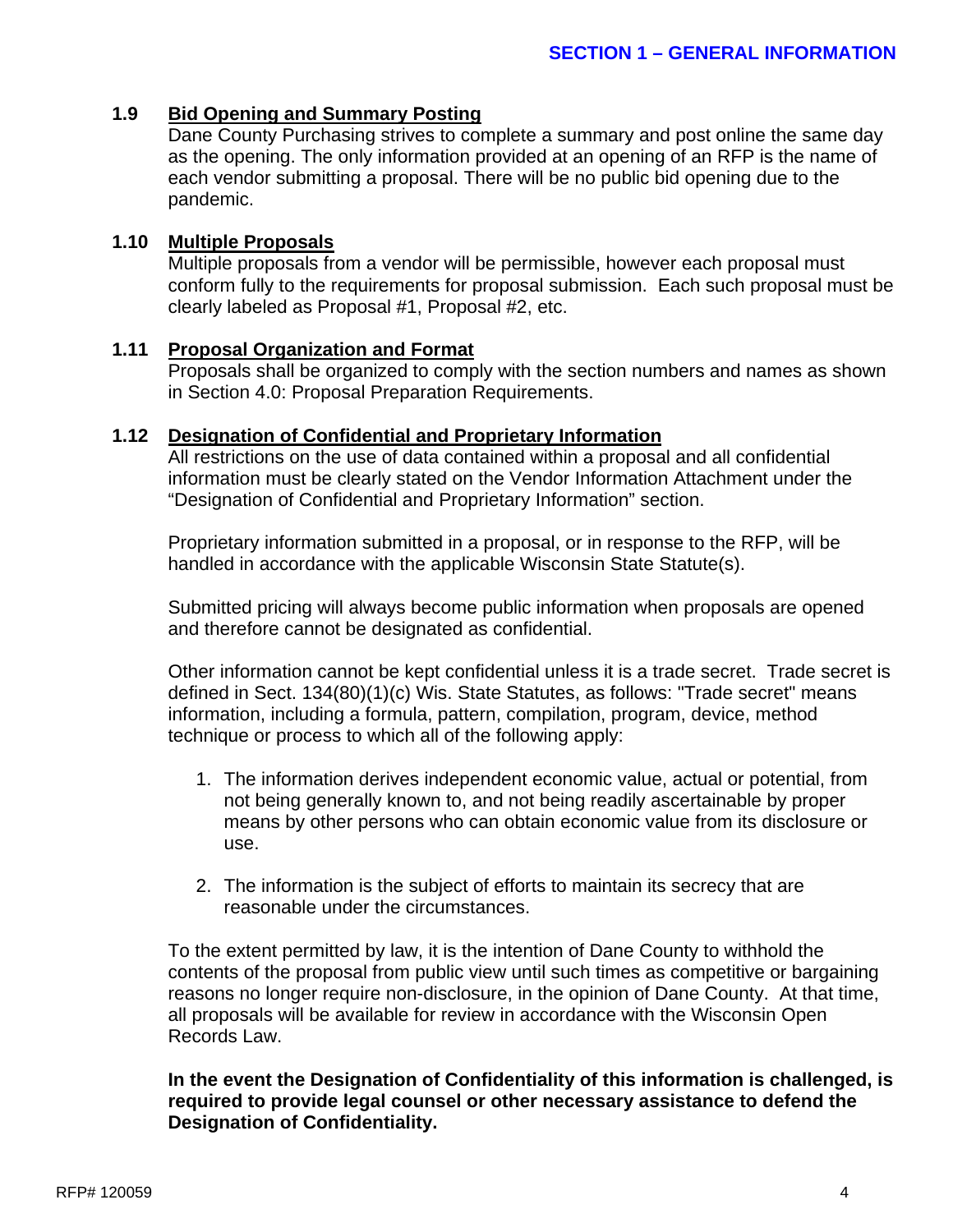## SECTION 1 – GENERAL INFORMATION

### 1.9 Bid Opening and Summary Posting

Dane County Purchasing strives to complete a summary and post online the same day as the opening. The only information provided at an opening of an RFP is the name of each vendor submitting a proposal. There will be no public bid opening due to the pandemic.

### 1.10 Multiple Proposals

Multiple proposals from a vendor will be permissible, however each proposal must conform fully to the requirements for proposal submission. Each such proposal must be clearly labeled as Proposal #1, Proposal #2, etc.

### 1.11 Proposal Organization and Format

Proposals shall be organized to comply with the section numbers and names as shown in Section 4.0: Proposal Preparation Requirements.

### 1.12 Designation of Confidential and Proprietary Information

All restrictions on the use of data contained within a proposal and all confidential information must be clearly stated on the Vendor Information Attachment under the "Designation of Confidential and Proprietary Information" section.

Proprietary information submitted in a proposal, or in response to the RFP, will be handled in accordance with the applicable Wisconsin State Statute(s).

Submitted pricing will always become public information when proposals are opened and therefore cannot be designated as confidential.

Other information cannot be kept confidential unless it is a trade secret. Trade secret is defined in Sect. 134(80)(1)(c) Wis. State Statutes, as follows: "Trade secret" means information, including a formula, pattern, compilation, program, device, method technique or process to which all of the following apply:

1. The information derives independent economic value, actual or potential, from not being generally known to, and not being readily ascertainable by proper means by other persons who can obtain economic value from its disclosure or use.

2. The information is the subject of efforts to maintain its secrecy that are reasonable under the circumstances.

To the extent permitted by law, it is the intention of Dane County to withhold the contents of the proposal from public view until such times as competitive or bargaining reasons no longer require non-disclosure, in the opinion of Dane County. At that time, all proposals will be available for review in accordance with the Wisconsin Open Records Law.

**In the event the Designation of Confidentiality of this information is challenged, is required to provide legal counsel or other necessary assistance to defend the Designation of Confidentiality.**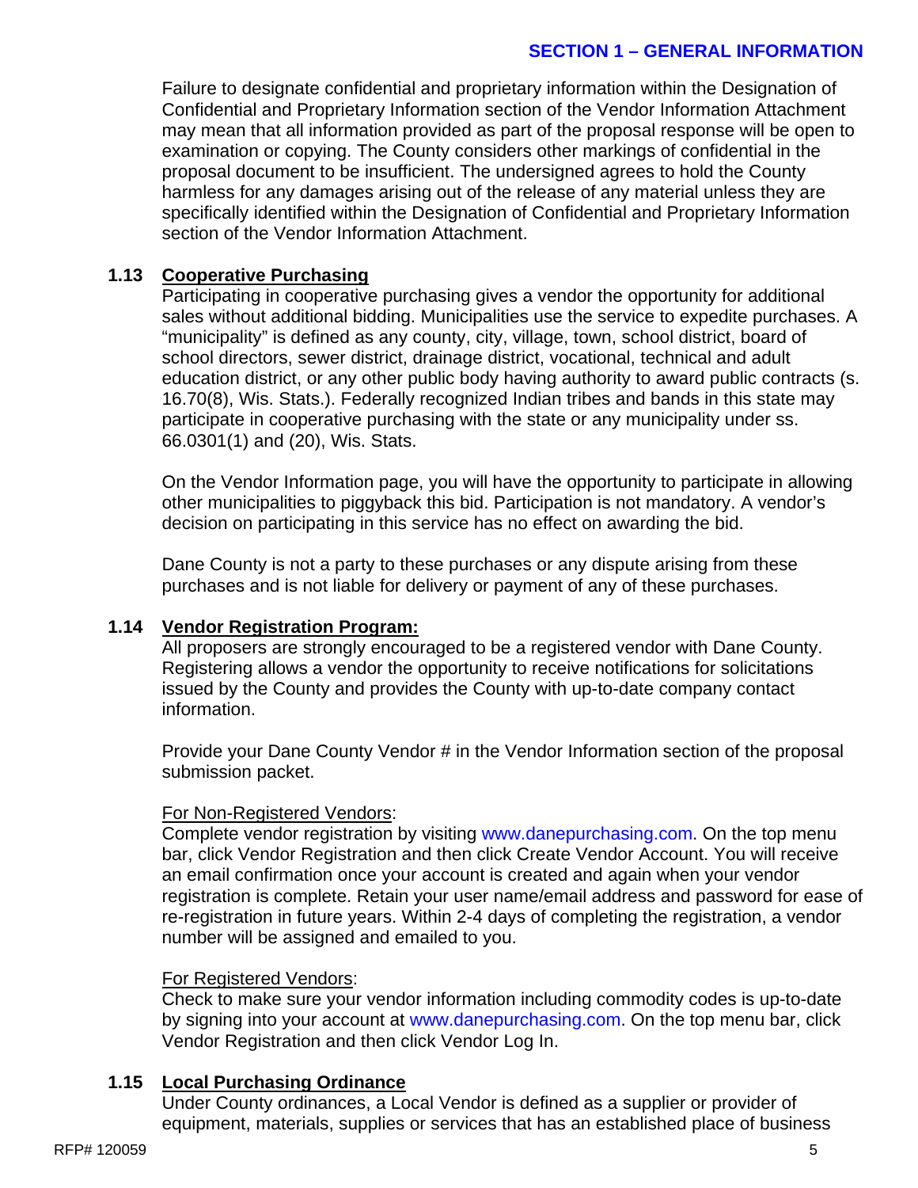Failure to designate confidential and proprietary information within the Designation of Confidential and Proprietary Information section of the Vendor Information Attachment may mean that all information provided as part of the proposal response will be open to examination or copying. The County considers other markings of confidential in the proposal document to be insufficient. The undersigned agrees to hold the County harmless for any damages arising out of the release of any material unless they are specifically identified within the Designation of Confidential and Proprietary Information section of the Vendor Information Attachment.

### 1.13 Cooperative Purchasing

Participating in cooperative purchasing gives a vendor the opportunity for additional sales without additional bidding. Municipalities use the service to expedite purchases. A "municipality" is defined as any county, city, village, town, school district, board of school directors, sewer district, drainage district, vocational, technical and adult education district, or any other public body having authority to award public contracts (s. 16.70(8), Wis. Stats.). Federally recognized Indian tribes and bands in this state may participate in cooperative purchasing with the state or any municipality under ss. 66.0301(1) and (20), Wis. Stats.

On the Vendor Information page, you will have the opportunity to participate in allowing other municipalities to piggyback this bid. Participation is not mandatory. A vendor's decision on participating in this service has no effect on awarding the bid.

Dane County is not a party to these purchases or any dispute arising from these purchases and is not liable for delivery or payment of any of these purchases.

### 1.14 Vendor Registration Program:

All proposers are strongly encouraged to be a registered vendor with Dane County. Registering allows a vendor the opportunity to receive notifications for solicitations issued by the County and provides the County with up-to-date company contact information.

Provide your Dane County Vendor # in the Vendor Information section of the proposal submission packet.

For Non-Registered Vendors:

Complete vendor registration by visiting www.danepurchasing.com. On the top menu bar, click Vendor Registration and then click Create Vendor Account. You will receive an email confirmation once your account is created and again when your vendor registration is complete. Retain your user name/email address and password for ease of re-registration in future years. Within 2-4 days of completing the registration, a vendor number will be assigned and emailed to you.

For Registered Vendors:

Check to make sure your vendor information including commodity codes is up-to-date by signing into your account at www.danepurchasing.com. On the top menu bar, click Vendor Registration and then click Vendor Log In.

### 1.15 Local Purchasing Ordinance

Under County ordinances, a Local Vendor is defined as a supplier or provider of equipment, materials, supplies or services that has an established place of business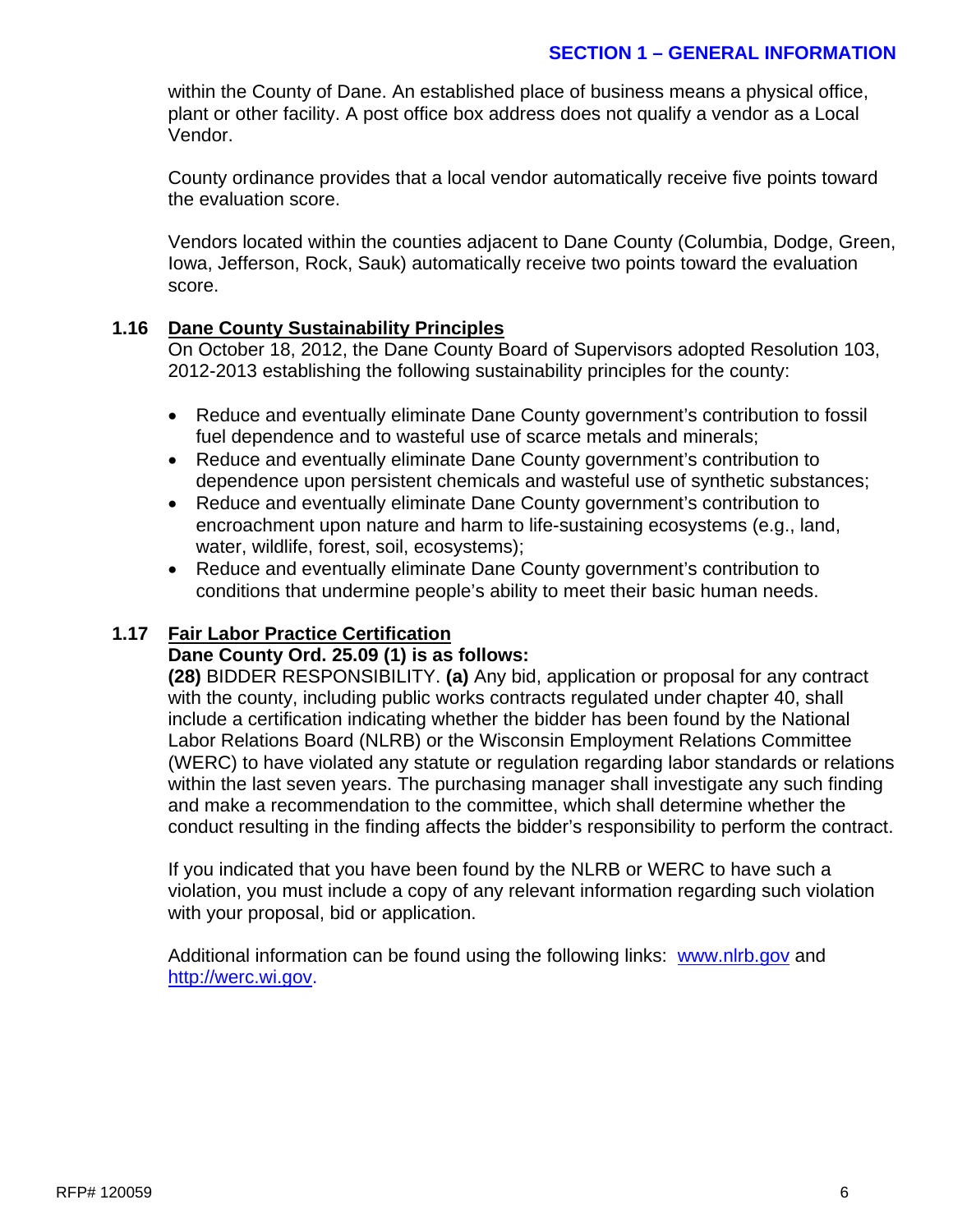within the County of Dane. An established place of business means a physical office, plant or other facility. A post office box address does not qualify a vendor as a Local Vendor.

County ordinance provides that a local vendor automatically receive five points toward the evaluation score.

Vendors located within the counties adjacent to Dane County (Columbia, Dodge, Green, Iowa, Jefferson, Rock, Sauk) automatically receive two points toward the evaluation score.

### 1.16 Dane County Sustainability Principles

On October 18, 2012, the Dane County Board of Supervisors adopted Resolution 103, 2012-2013 establishing the following sustainability principles for the county:

- Reduce and eventually eliminate Dane County government's contribution to fossil fuel dependence and to wasteful use of scarce metals and minerals;
- Reduce and eventually eliminate Dane County government's contribution to dependence upon persistent chemicals and wasteful use of synthetic substances;
- Reduce and eventually eliminate Dane County government's contribution to encroachment upon nature and harm to life-sustaining ecosystems (e.g., land, water, wildlife, forest, soil, ecosystems);
- Reduce and eventually eliminate Dane County government's contribution to conditions that undermine people's ability to meet their basic human needs.

### 1.17 Fair Labor Practice Certification

**Dane County Ord. 25.09 (1) is as follows:**

**(28)** BIDDER RESPONSIBILITY. **(a)** Any bid, application or proposal for any contract with the county, including public works contracts regulated under chapter 40, shall include a certification indicating whether the bidder has been found by the National Labor Relations Board (NLRB) or the Wisconsin Employment Relations Committee (WERC) to have violated any statute or regulation regarding labor standards or relations within the last seven years. The purchasing manager shall investigate any such finding and make a recommendation to the committee, which shall determine whether the conduct resulting in the finding affects the bidder's responsibility to perform the contract.

If you indicated that you have been found by the NLRB or WERC to have such a violation, you must include a copy of any relevant information regarding such violation with your proposal, bid or application.

Additional information can be found using the following links: www.nlrb.gov and http://werc.wi.gov.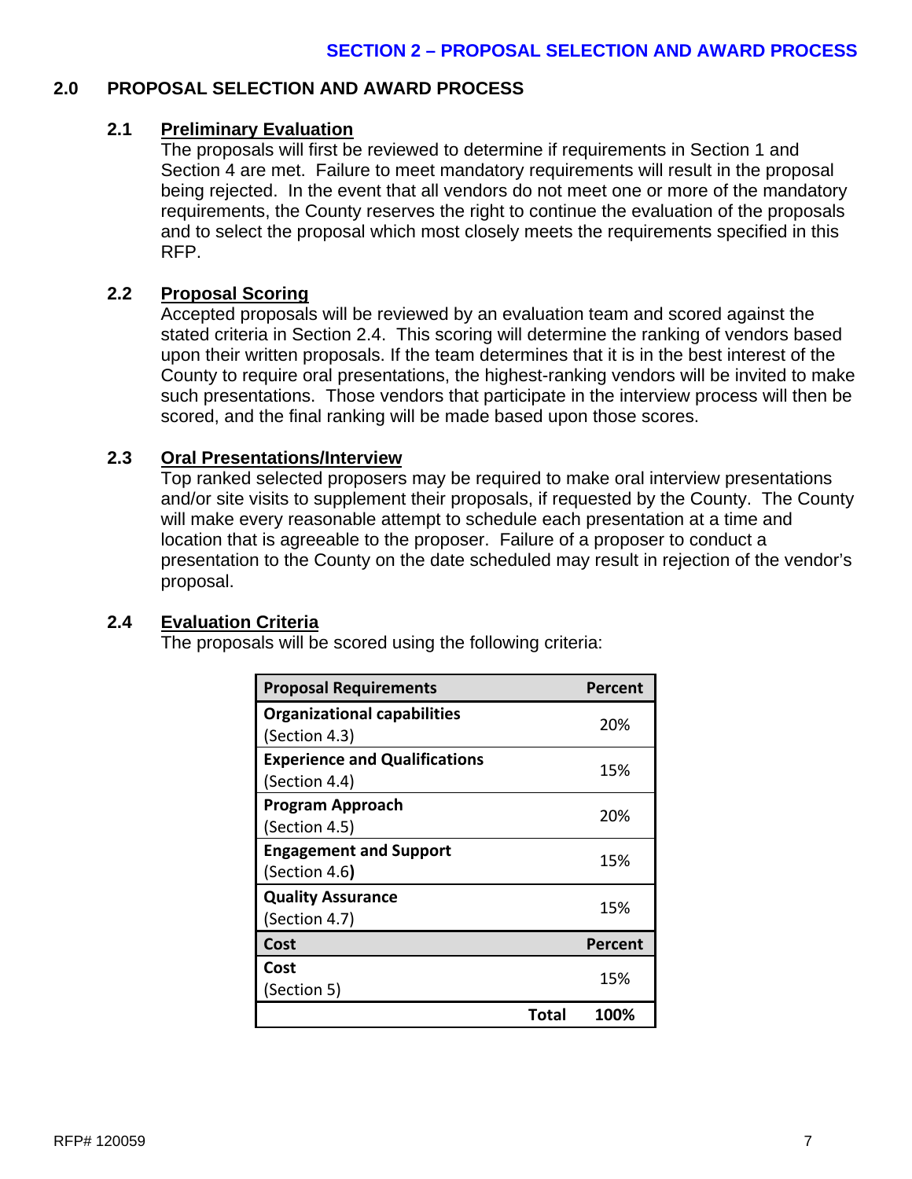## 2.0 PROPOSAL SELECTION AND AWARD PROCESS

### 2.1 Preliminary Evaluation

The proposals will first be reviewed to determine if requirements in Section 1 and Section 4 are met. Failure to meet mandatory requirements will result in the proposal being rejected. In the event that all vendors do not meet one or more of the mandatory requirements, the County reserves the right to continue the evaluation of the proposals and to select the proposal which most closely meets the requirements specified in this RFP.

### 2.2 Proposal Scoring

Accepted proposals will be reviewed by an evaluation team and scored against the stated criteria in Section 2.4. This scoring will determine the ranking of vendors based upon their written proposals. If the team determines that it is in the best interest of the County to require oral presentations, the highest-ranking vendors will be invited to make such presentations. Those vendors that participate in the interview process will then be scored, and the final ranking will be made based upon those scores.

### 2.3 Oral Presentations/Interview

Top ranked selected proposers may be required to make oral interview presentations and/or site visits to supplement their proposals, if requested by the County. The County will make every reasonable attempt to schedule each presentation at a time and location that is agreeable to the proposer. Failure of a proposer to conduct a presentation to the County on the date scheduled may result in rejection of the vendor's proposal.

### 2.4 Evaluation Criteria

The proposals will be scored using the following criteria:

| Proposal Requirements | Percent |
|---|---|
| **Organizational capabilities** (Section 4.3) | 20% |
| **Experience and Qualifications** (Section 4.4) | 15% |
| **Program Approach** (Section 4.5) | 20% |
| **Engagement and Support** (Section 4.6) | 15% |
| **Quality Assurance** (Section 4.7) | 15% |
| **Cost** | **Percent** |
| **Cost** (Section 5) | 15% |
| **Total** | **100%** |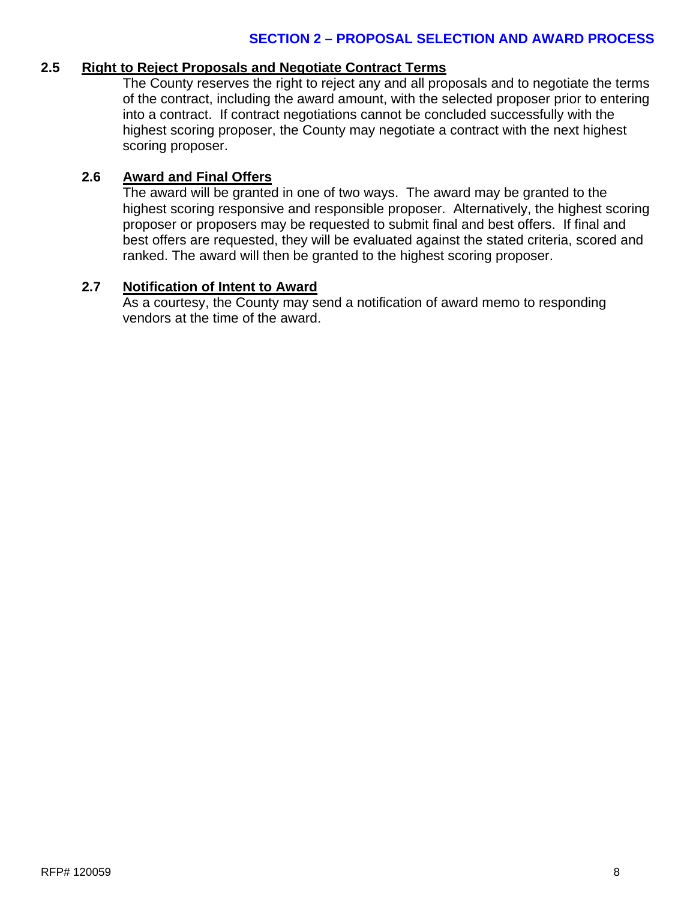## SECTION 2 – PROPOSAL SELECTION AND AWARD PROCESS

### 2.5 Right to Reject Proposals and Negotiate Contract Terms

The County reserves the right to reject any and all proposals and to negotiate the terms of the contract, including the award amount, with the selected proposer prior to entering into a contract. If contract negotiations cannot be concluded successfully with the highest scoring proposer, the County may negotiate a contract with the next highest scoring proposer.

### 2.6 Award and Final Offers

The award will be granted in one of two ways. The award may be granted to the highest scoring responsive and responsible proposer. Alternatively, the highest scoring proposer or proposers may be requested to submit final and best offers. If final and best offers are requested, they will be evaluated against the stated criteria, scored and ranked. The award will then be granted to the highest scoring proposer.

### 2.7 Notification of Intent to Award

As a courtesy, the County may send a notification of award memo to responding vendors at the time of the award.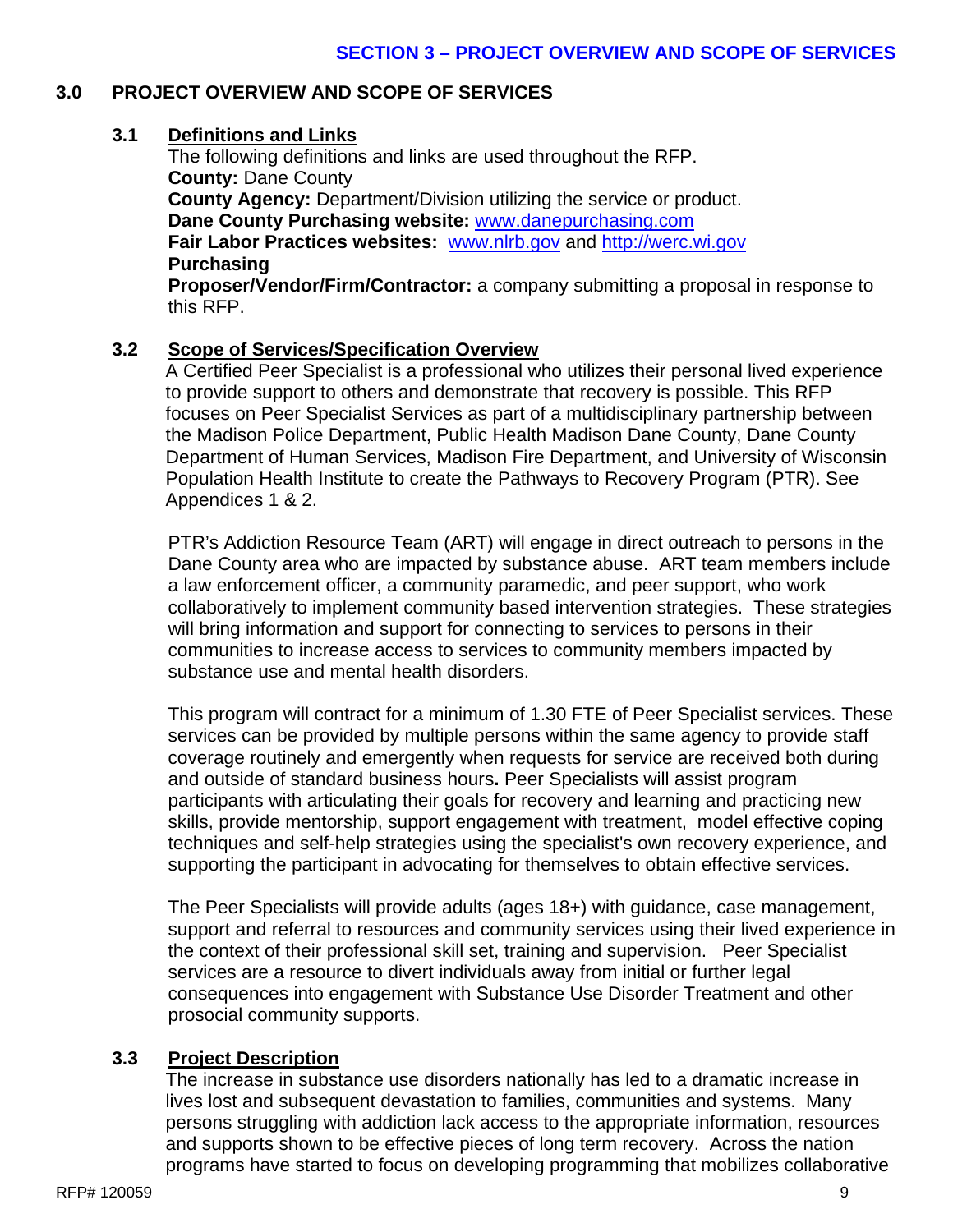## 3.0 PROJECT OVERVIEW AND SCOPE OF SERVICES

### 3.1 Definitions and Links

The following definitions and links are used throughout the RFP.

**County:** Dane County
**County Agency:** Department/Division utilizing the service or product.
**Dane County Purchasing website:** www.danepurchasing.com
**Fair Labor Practices websites:** www.nlrb.gov and http://werc.wi.gov
**Purchasing**
**Proposer/Vendor/Firm/Contractor:** a company submitting a proposal in response to this RFP.

### 3.2 Scope of Services/Specification Overview

A Certified Peer Specialist is a professional who utilizes their personal lived experience to provide support to others and demonstrate that recovery is possible. This RFP focuses on Peer Specialist Services as part of a multidisciplinary partnership between the Madison Police Department, Public Health Madison Dane County, Dane County Department of Human Services, Madison Fire Department, and University of Wisconsin Population Health Institute to create the Pathways to Recovery Program (PTR). See Appendices 1 & 2.

PTR's Addiction Resource Team (ART) will engage in direct outreach to persons in the Dane County area who are impacted by substance abuse. ART team members include a law enforcement officer, a community paramedic, and peer support, who work collaboratively to implement community based intervention strategies. These strategies will bring information and support for connecting to services to persons in their communities to increase access to services to community members impacted by substance use and mental health disorders.

This program will contract for a minimum of 1.30 FTE of Peer Specialist services. These services can be provided by multiple persons within the same agency to provide staff coverage routinely and emergently when requests for service are received both during and outside of standard business hours**.** Peer Specialists will assist program participants with articulating their goals for recovery and learning and practicing new skills, provide mentorship, support engagement with treatment, model effective coping techniques and self-help strategies using the specialist's own recovery experience, and supporting the participant in advocating for themselves to obtain effective services.

The Peer Specialists will provide adults (ages 18+) with guidance, case management, support and referral to resources and community services using their lived experience in the context of their professional skill set, training and supervision. Peer Specialist services are a resource to divert individuals away from initial or further legal consequences into engagement with Substance Use Disorder Treatment and other prosocial community supports.

### 3.3 Project Description

The increase in substance use disorders nationally has led to a dramatic increase in lives lost and subsequent devastation to families, communities and systems. Many persons struggling with addiction lack access to the appropriate information, resources and supports shown to be effective pieces of long term recovery. Across the nation programs have started to focus on developing programming that mobilizes collaborative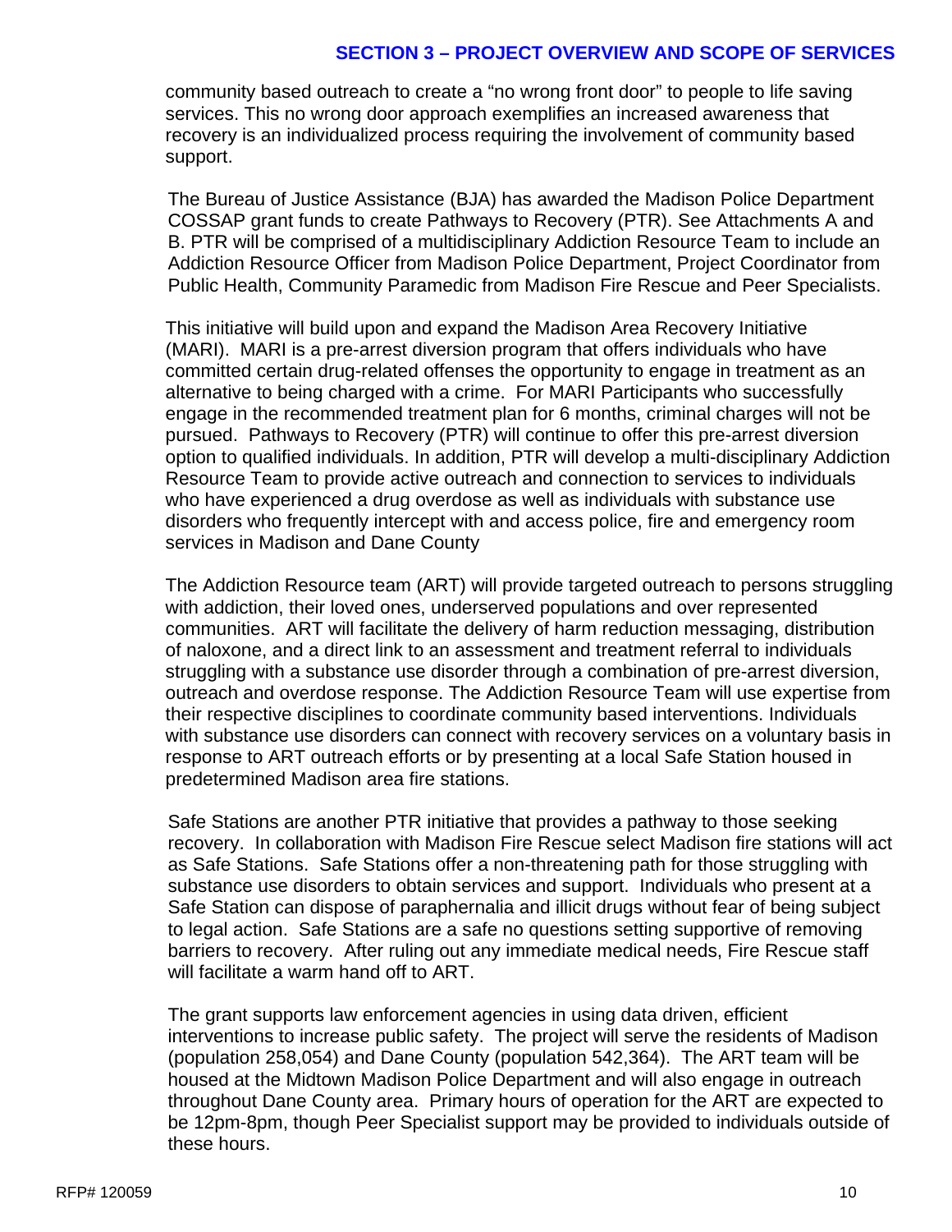community based outreach to create a "no wrong front door" to people to life saving services. This no wrong door approach exemplifies an increased awareness that recovery is an individualized process requiring the involvement of community based support.

The Bureau of Justice Assistance (BJA) has awarded the Madison Police Department COSSAP grant funds to create Pathways to Recovery (PTR). See Attachments A and B. PTR will be comprised of a multidisciplinary Addiction Resource Team to include an Addiction Resource Officer from Madison Police Department, Project Coordinator from Public Health, Community Paramedic from Madison Fire Rescue and Peer Specialists.

This initiative will build upon and expand the Madison Area Recovery Initiative (MARI). MARI is a pre-arrest diversion program that offers individuals who have committed certain drug-related offenses the opportunity to engage in treatment as an alternative to being charged with a crime. For MARI Participants who successfully engage in the recommended treatment plan for 6 months, criminal charges will not be pursued. Pathways to Recovery (PTR) will continue to offer this pre-arrest diversion option to qualified individuals. In addition, PTR will develop a multi-disciplinary Addiction Resource Team to provide active outreach and connection to services to individuals who have experienced a drug overdose as well as individuals with substance use disorders who frequently intercept with and access police, fire and emergency room services in Madison and Dane County

The Addiction Resource team (ART) will provide targeted outreach to persons struggling with addiction, their loved ones, underserved populations and over represented communities. ART will facilitate the delivery of harm reduction messaging, distribution of naloxone, and a direct link to an assessment and treatment referral to individuals struggling with a substance use disorder through a combination of pre-arrest diversion, outreach and overdose response. The Addiction Resource Team will use expertise from their respective disciplines to coordinate community based interventions. Individuals with substance use disorders can connect with recovery services on a voluntary basis in response to ART outreach efforts or by presenting at a local Safe Station housed in predetermined Madison area fire stations.

Safe Stations are another PTR initiative that provides a pathway to those seeking recovery. In collaboration with Madison Fire Rescue select Madison fire stations will act as Safe Stations. Safe Stations offer a non-threatening path for those struggling with substance use disorders to obtain services and support. Individuals who present at a Safe Station can dispose of paraphernalia and illicit drugs without fear of being subject to legal action. Safe Stations are a safe no questions setting supportive of removing barriers to recovery. After ruling out any immediate medical needs, Fire Rescue staff will facilitate a warm hand off to ART.

The grant supports law enforcement agencies in using data driven, efficient interventions to increase public safety. The project will serve the residents of Madison (population 258,054) and Dane County (population 542,364). The ART team will be housed at the Midtown Madison Police Department and will also engage in outreach throughout Dane County area. Primary hours of operation for the ART are expected to be 12pm-8pm, though Peer Specialist support may be provided to individuals outside of these hours.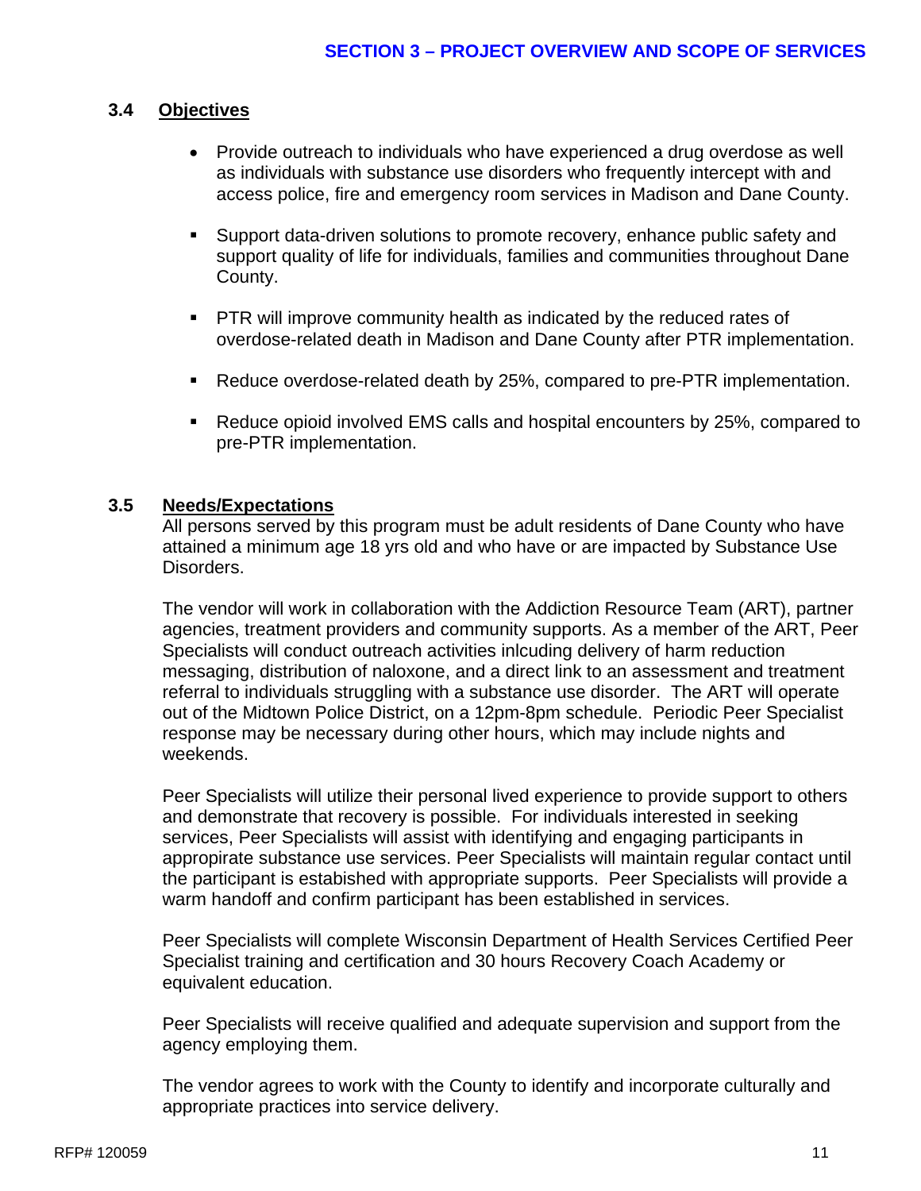### 3.4 Objectives

- Provide outreach to individuals who have experienced a drug overdose as well as individuals with substance use disorders who frequently intercept with and access police, fire and emergency room services in Madison and Dane County.
- Support data-driven solutions to promote recovery, enhance public safety and support quality of life for individuals, families and communities throughout Dane County.
- PTR will improve community health as indicated by the reduced rates of overdose-related death in Madison and Dane County after PTR implementation.
- Reduce overdose-related death by 25%, compared to pre-PTR implementation.
- Reduce opioid involved EMS calls and hospital encounters by 25%, compared to pre-PTR implementation.

### 3.5 Needs/Expectations

All persons served by this program must be adult residents of Dane County who have attained a minimum age 18 yrs old and who have or are impacted by Substance Use Disorders.

The vendor will work in collaboration with the Addiction Resource Team (ART), partner agencies, treatment providers and community supports. As a member of the ART, Peer Specialists will conduct outreach activities inlcuding delivery of harm reduction messaging, distribution of naloxone, and a direct link to an assessment and treatment referral to individuals struggling with a substance use disorder. The ART will operate out of the Midtown Police District, on a 12pm-8pm schedule. Periodic Peer Specialist response may be necessary during other hours, which may include nights and weekends.

Peer Specialists will utilize their personal lived experience to provide support to others and demonstrate that recovery is possible. For individuals interested in seeking services, Peer Specialists will assist with identifying and engaging participants in appropirate substance use services. Peer Specialists will maintain regular contact until the participant is estabished with appropriate supports. Peer Specialists will provide a warm handoff and confirm participant has been established in services.

Peer Specialists will complete Wisconsin Department of Health Services Certified Peer Specialist training and certification and 30 hours Recovery Coach Academy or equivalent education.

Peer Specialists will receive qualified and adequate supervision and support from the agency employing them.

The vendor agrees to work with the County to identify and incorporate culturally and appropriate practices into service delivery.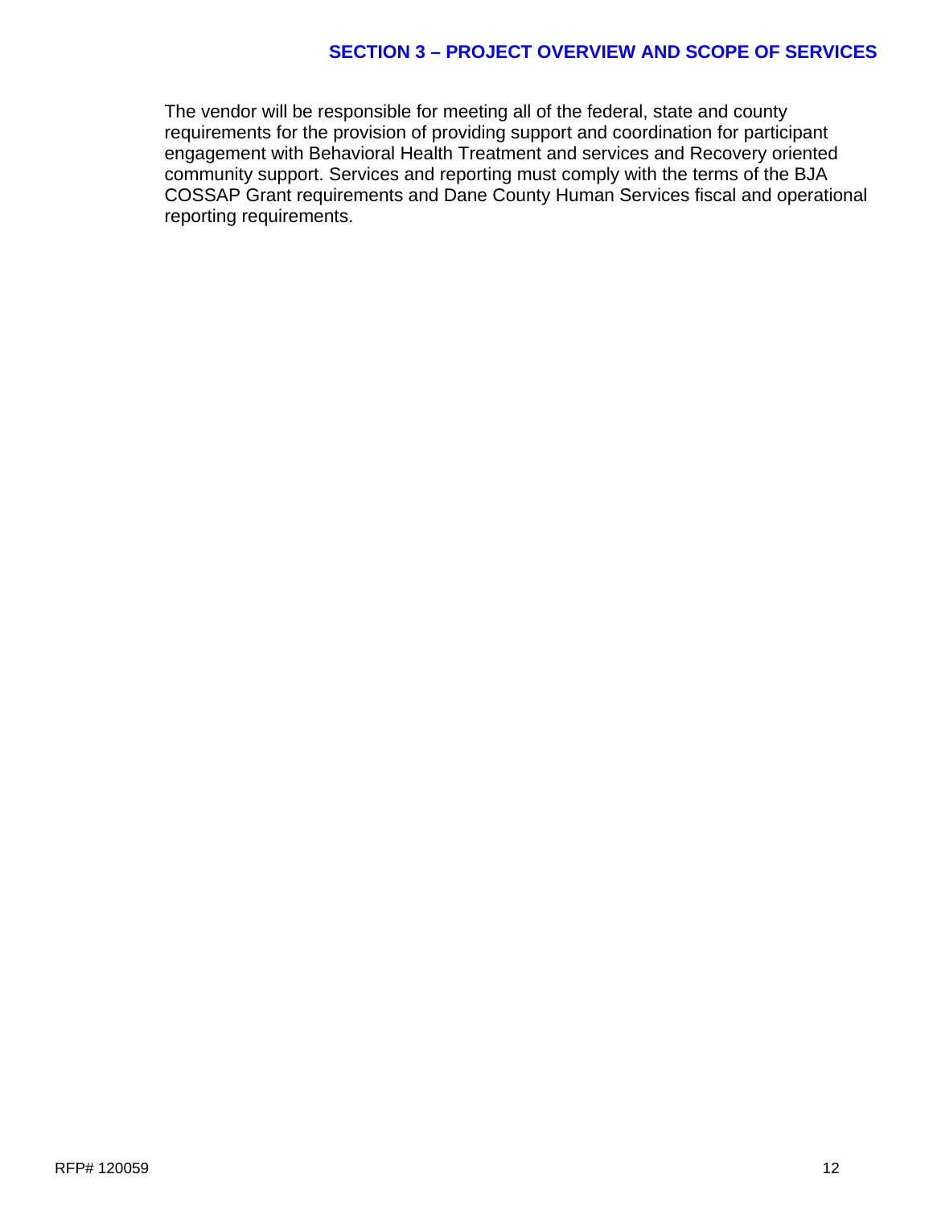The vendor will be responsible for meeting all of the federal, state and county requirements for the provision of providing support and coordination for participant engagement with Behavioral Health Treatment and services and Recovery oriented community support. Services and reporting must comply with the terms of the BJA COSSAP Grant requirements and Dane County Human Services fiscal and operational reporting requirements.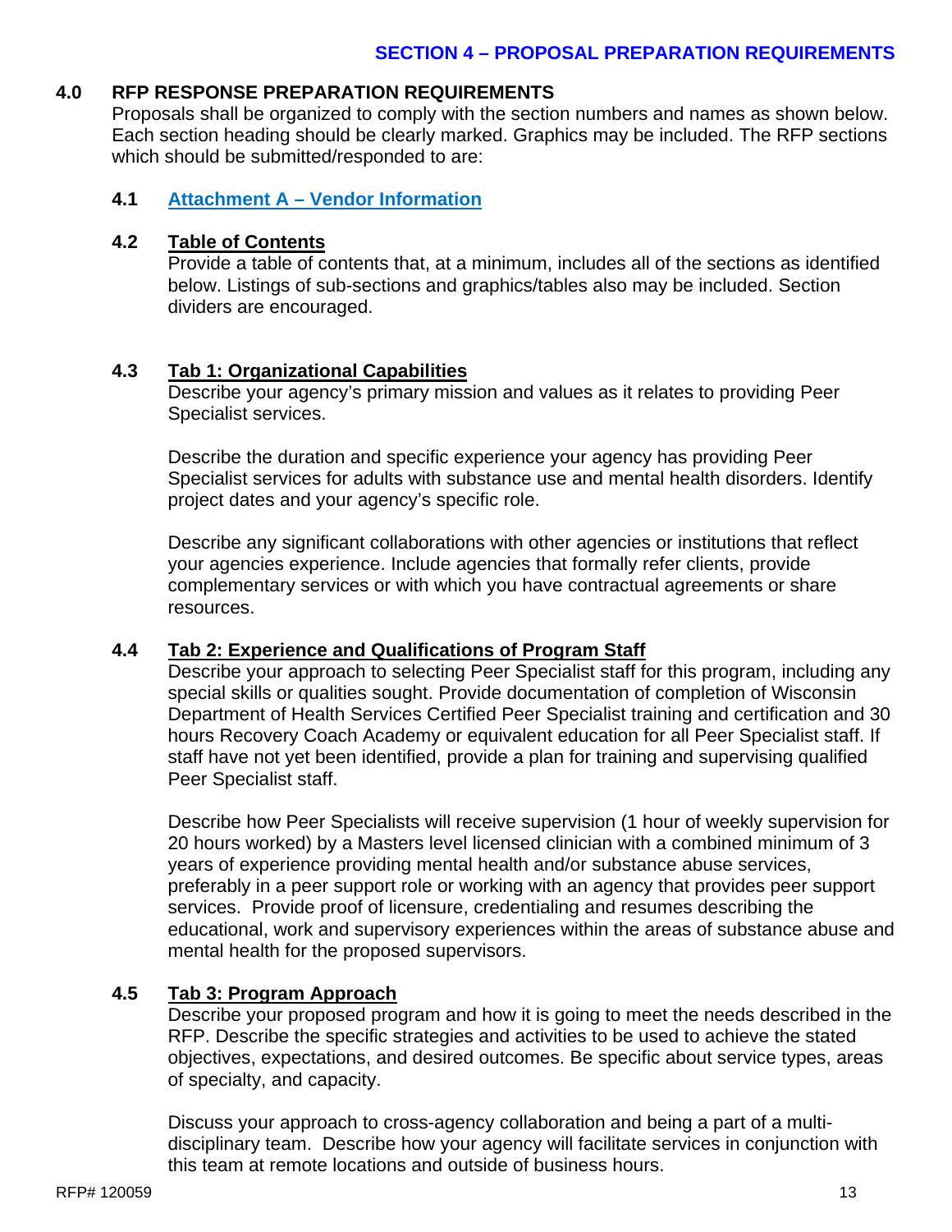## 4.0 RFP RESPONSE PREPARATION REQUIREMENTS

Proposals shall be organized to comply with the section numbers and names as shown below. Each section heading should be clearly marked. Graphics may be included. The RFP sections which should be submitted/responded to are:

### 4.1 Attachment A – Vendor Information

### 4.2 Table of Contents

Provide a table of contents that, at a minimum, includes all of the sections as identified below. Listings of sub-sections and graphics/tables also may be included. Section dividers are encouraged.

### 4.3 Tab 1: Organizational Capabilities

Describe your agency's primary mission and values as it relates to providing Peer Specialist services.

Describe the duration and specific experience your agency has providing Peer Specialist services for adults with substance use and mental health disorders. Identify project dates and your agency's specific role.

Describe any significant collaborations with other agencies or institutions that reflect your agencies experience. Include agencies that formally refer clients, provide complementary services or with which you have contractual agreements or share resources.

### 4.4 Tab 2: Experience and Qualifications of Program Staff

Describe your approach to selecting Peer Specialist staff for this program, including any special skills or qualities sought. Provide documentation of completion of Wisconsin Department of Health Services Certified Peer Specialist training and certification and 30 hours Recovery Coach Academy or equivalent education for all Peer Specialist staff. If staff have not yet been identified, provide a plan for training and supervising qualified Peer Specialist staff.

Describe how Peer Specialists will receive supervision (1 hour of weekly supervision for 20 hours worked) by a Masters level licensed clinician with a combined minimum of 3 years of experience providing mental health and/or substance abuse services, preferably in a peer support role or working with an agency that provides peer support services. Provide proof of licensure, credentialing and resumes describing the educational, work and supervisory experiences within the areas of substance abuse and mental health for the proposed supervisors.

### 4.5 Tab 3: Program Approach

Describe your proposed program and how it is going to meet the needs described in the RFP. Describe the specific strategies and activities to be used to achieve the stated objectives, expectations, and desired outcomes. Be specific about service types, areas of specialty, and capacity.

Discuss your approach to cross-agency collaboration and being a part of a multi-disciplinary team. Describe how your agency will facilitate services in conjunction with this team at remote locations and outside of business hours.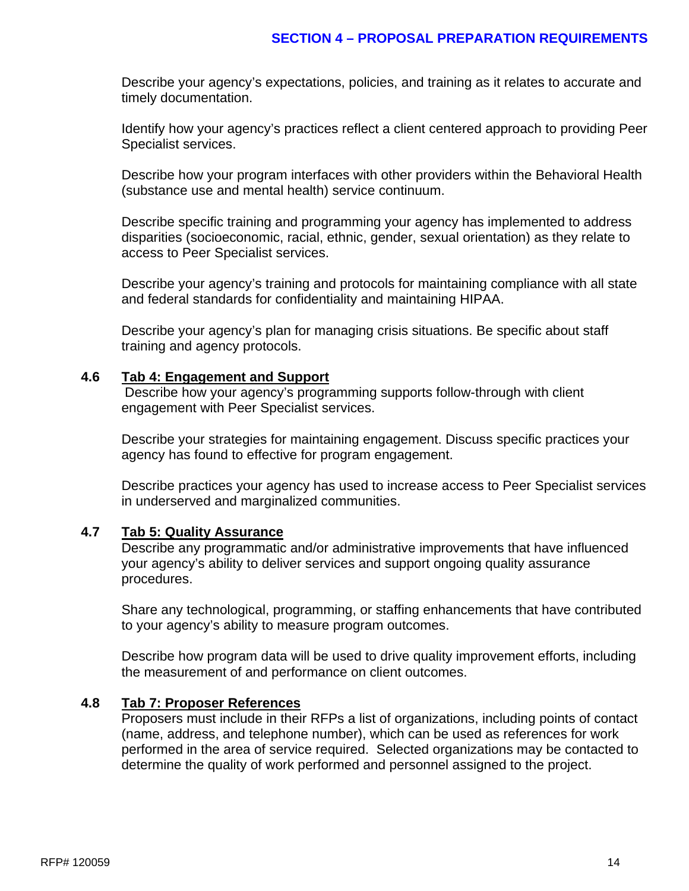Describe your agency's expectations, policies, and training as it relates to accurate and timely documentation.

Identify how your agency's practices reflect a client centered approach to providing Peer Specialist services.

Describe how your program interfaces with other providers within the Behavioral Health (substance use and mental health) service continuum.

Describe specific training and programming your agency has implemented to address disparities (socioeconomic, racial, ethnic, gender, sexual orientation) as they relate to access to Peer Specialist services.

Describe your agency's training and protocols for maintaining compliance with all state and federal standards for confidentiality and maintaining HIPAA.

Describe your agency's plan for managing crisis situations. Be specific about staff training and agency protocols.

## 4.6 Tab 4: Engagement and Support

Describe how your agency's programming supports follow-through with client engagement with Peer Specialist services.

Describe your strategies for maintaining engagement. Discuss specific practices your agency has found to effective for program engagement.

Describe practices your agency has used to increase access to Peer Specialist services in underserved and marginalized communities.

## 4.7 Tab 5: Quality Assurance

Describe any programmatic and/or administrative improvements that have influenced your agency's ability to deliver services and support ongoing quality assurance procedures.

Share any technological, programming, or staffing enhancements that have contributed to your agency's ability to measure program outcomes.

Describe how program data will be used to drive quality improvement efforts, including the measurement of and performance on client outcomes.

## 4.8 Tab 7: Proposer References

Proposers must include in their RFPs a list of organizations, including points of contact (name, address, and telephone number), which can be used as references for work performed in the area of service required. Selected organizations may be contacted to determine the quality of work performed and personnel assigned to the project.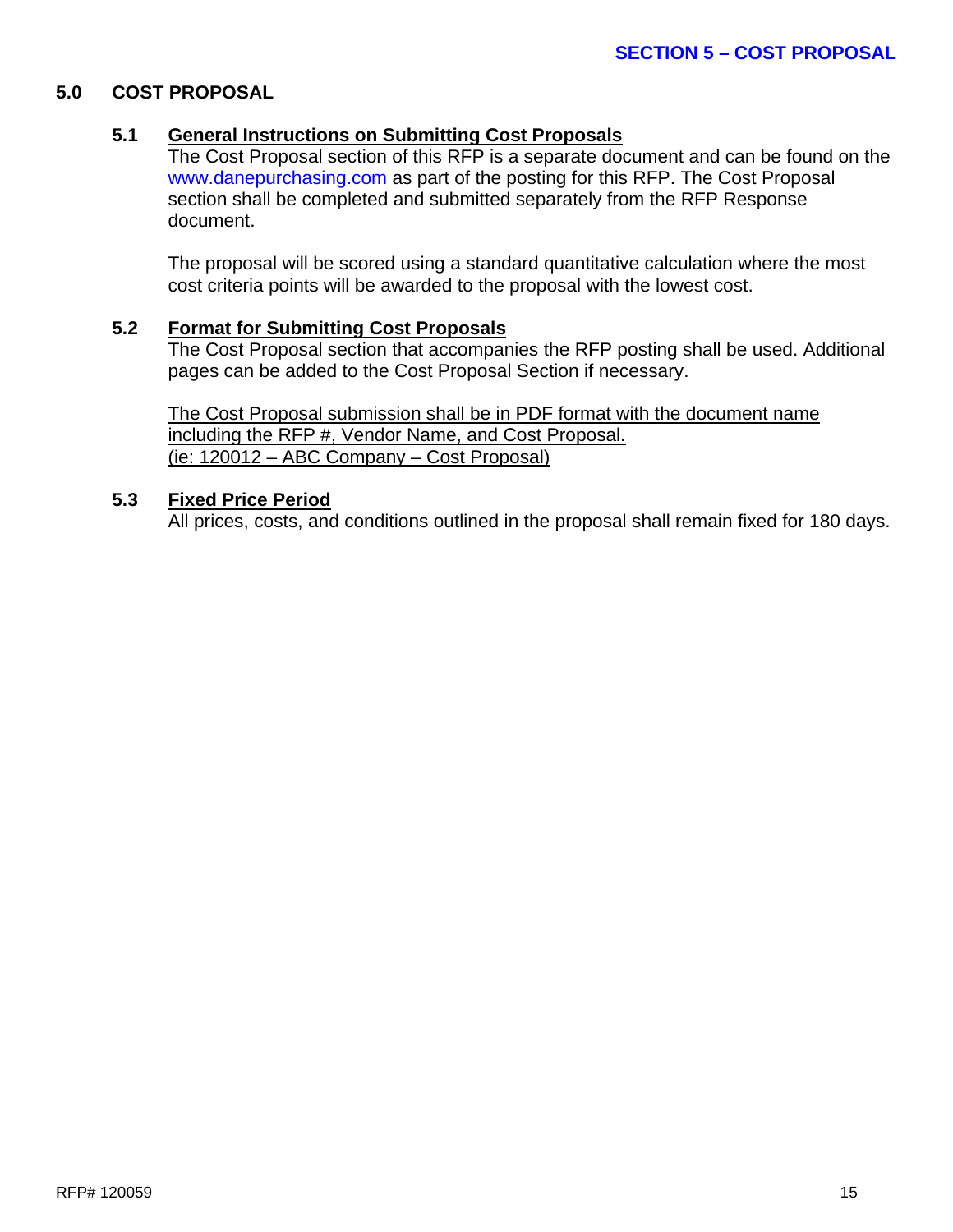## 5.0 COST PROPOSAL

### 5.1 General Instructions on Submitting Cost Proposals

The Cost Proposal section of this RFP is a separate document and can be found on the www.danepurchasing.com as part of the posting for this RFP. The Cost Proposal section shall be completed and submitted separately from the RFP Response document.

The proposal will be scored using a standard quantitative calculation where the most cost criteria points will be awarded to the proposal with the lowest cost.

### 5.2 Format for Submitting Cost Proposals

The Cost Proposal section that accompanies the RFP posting shall be used. Additional pages can be added to the Cost Proposal Section if necessary.

<u>The Cost Proposal submission shall be in PDF format with the document name including the RFP #, Vendor Name, and Cost Proposal. (ie: 120012 – ABC Company – Cost Proposal)</u>

### 5.3 Fixed Price Period

All prices, costs, and conditions outlined in the proposal shall remain fixed for 180 days.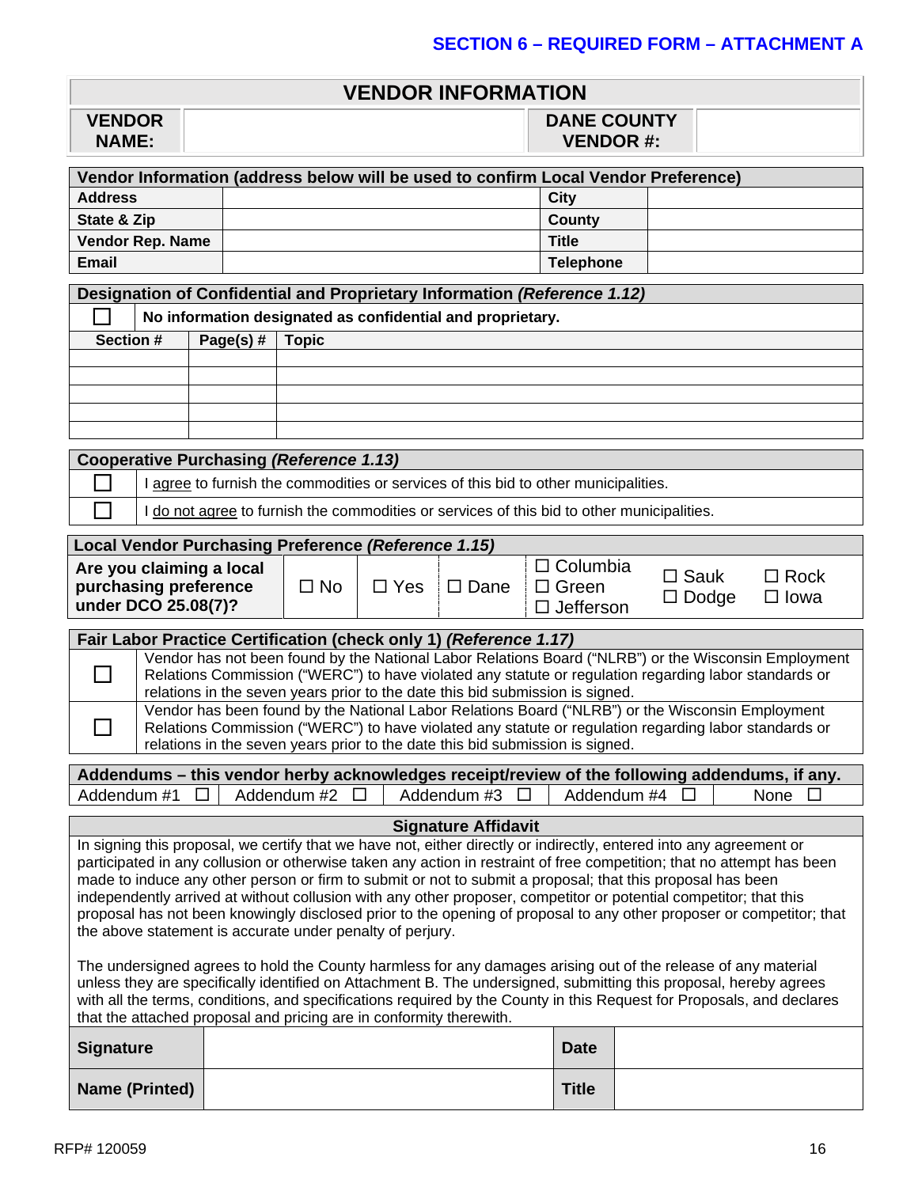## SECTION 6 – REQUIRED FORM – ATTACHMENT A

| VENDOR INFORMATION | | | |
|---|---|---|---|
| **VENDOR NAME:** | | **DANE COUNTY VENDOR #:** | |

| Vendor Information (address below will be used to confirm Local Vendor Preference) | | | |
|---|---|---|---|
| **Address** | | **City** | |
| **State & Zip** | | **County** | |
| **Vendor Rep. Name** | | **Title** | |
| **Email** | | **Telephone** | |

| Designation of Confidential and Proprietary Information *(Reference 1.12)* | | |
|---|---|---|
| ☐ | **No information designated as confidential and proprietary.** | |
| **Section #** | **Page(s) #** | **Topic** |
| | | |
| | | |
| | | |
| | | |
| | | |

| Cooperative Purchasing *(Reference 1.13)* | |
|---|---|
| ☐ | I agree to furnish the commodities or services of this bid to other municipalities. |
| ☐ | I do not agree to furnish the commodities or services of this bid to other municipalities. |

| Local Vendor Purchasing Preference *(Reference 1.15)* | | | | | | |
|---|---|---|---|---|---|---|
| **Are you claiming a local purchasing preference under DCO 25.08(7)?** | ☐ No | ☐ Yes | ☐ Dane | ☐ Columbia ☐ Green ☐ Jefferson | ☐ Sauk ☐ Dodge | ☐ Rock ☐ Iowa |

| Fair Labor Practice Certification (check only 1) *(Reference 1.17)* | |
|---|---|
| ☐ | Vendor has not been found by the National Labor Relations Board ("NLRB") or the Wisconsin Employment Relations Commission ("WERC") to have violated any statute or regulation regarding labor standards or relations in the seven years prior to the date this bid submission is signed. |
| ☐ | Vendor has been found by the National Labor Relations Board ("NLRB") or the Wisconsin Employment Relations Commission ("WERC") to have violated any statute or regulation regarding labor standards or relations in the seven years prior to the date this bid submission is signed. |

| Addendums – this vendor herby acknowledges receipt/review of the following addendums, if any. | | | | |
|---|---|---|---|---|
| Addendum #1 ☐ | Addendum #2 ☐ | Addendum #3 ☐ | Addendum #4 ☐ | None ☐ |

### Signature Affidavit

In signing this proposal, we certify that we have not, either directly or indirectly, entered into any agreement or participated in any collusion or otherwise taken any action in restraint of free competition; that no attempt has been made to induce any other person or firm to submit or not to submit a proposal; that this proposal has been independently arrived at without collusion with any other proposer, competitor or potential competitor; that this proposal has not been knowingly disclosed prior to the opening of proposal to any other proposer or competitor; that the above statement is accurate under penalty of perjury.

The undersigned agrees to hold the County harmless for any damages arising out of the release of any material unless they are specifically identified on Attachment B. The undersigned, submitting this proposal, hereby agrees with all the terms, conditions, and specifications required by the County in this Request for Proposals, and declares that the attached proposal and pricing are in conformity therewith.

| **Signature** | | **Date** | |
|---|---|---|---|
| **Name (Printed)** | | **Title** | |

RFP# 120059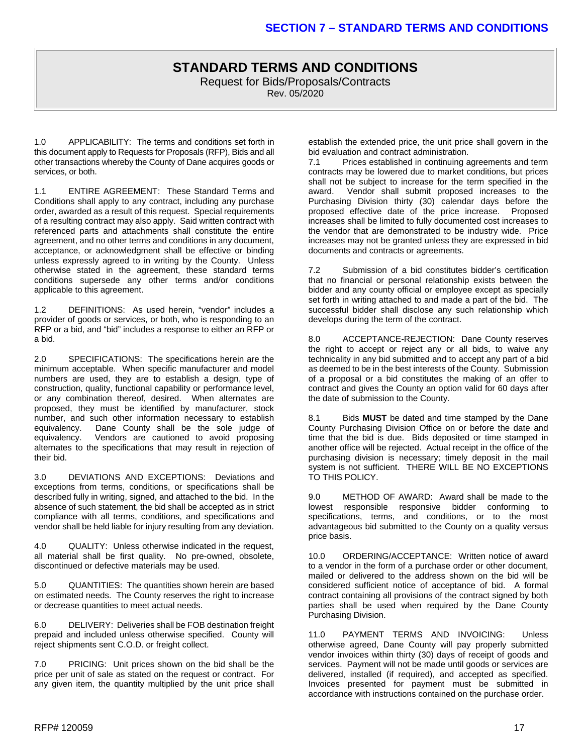# SECTION 7 – STANDARD TERMS AND CONDITIONS

## STANDARD TERMS AND CONDITIONS

Request for Bids/Proposals/Contracts

Rev. 05/2020

1.0 APPLICABILITY: The terms and conditions set forth in this document apply to Requests for Proposals (RFP), Bids and all other transactions whereby the County of Dane acquires goods or services, or both.

1.1 ENTIRE AGREEMENT: These Standard Terms and Conditions shall apply to any contract, including any purchase order, awarded as a result of this request. Special requirements of a resulting contract may also apply. Said written contract with referenced parts and attachments shall constitute the entire agreement, and no other terms and conditions in any document, acceptance, or acknowledgment shall be effective or binding unless expressly agreed to in writing by the County. Unless otherwise stated in the agreement, these standard terms conditions supersede any other terms and/or conditions applicable to this agreement.

1.2 DEFINITIONS: As used herein, "vendor" includes a provider of goods or services, or both, who is responding to an RFP or a bid, and "bid" includes a response to either an RFP or a bid.

2.0 SPECIFICATIONS: The specifications herein are the minimum acceptable. When specific manufacturer and model numbers are used, they are to establish a design, type of construction, quality, functional capability or performance level, or any combination thereof, desired. When alternates are proposed, they must be identified by manufacturer, stock number, and such other information necessary to establish equivalency. Dane County shall be the sole judge of equivalency. Vendors are cautioned to avoid proposing alternates to the specifications that may result in rejection of their bid.

3.0 DEVIATIONS AND EXCEPTIONS: Deviations and exceptions from terms, conditions, or specifications shall be described fully in writing, signed, and attached to the bid. In the absence of such statement, the bid shall be accepted as in strict compliance with all terms, conditions, and specifications and vendor shall be held liable for injury resulting from any deviation.

4.0 QUALITY: Unless otherwise indicated in the request, all material shall be first quality. No pre-owned, obsolete, discontinued or defective materials may be used.

5.0 QUANTITIES: The quantities shown herein are based on estimated needs. The County reserves the right to increase or decrease quantities to meet actual needs.

6.0 DELIVERY: Deliveries shall be FOB destination freight prepaid and included unless otherwise specified. County will reject shipments sent C.O.D. or freight collect.

7.0 PRICING: Unit prices shown on the bid shall be the price per unit of sale as stated on the request or contract. For any given item, the quantity multiplied by the unit price shall establish the extended price, the unit price shall govern in the bid evaluation and contract administration.

7.1 Prices established in continuing agreements and term contracts may be lowered due to market conditions, but prices shall not be subject to increase for the term specified in the award. Vendor shall submit proposed increases to the Purchasing Division thirty (30) calendar days before the proposed effective date of the price increase. Proposed increases shall be limited to fully documented cost increases to the vendor that are demonstrated to be industry wide. Price increases may not be granted unless they are expressed in bid documents and contracts or agreements.

7.2 Submission of a bid constitutes bidder's certification that no financial or personal relationship exists between the bidder and any county official or employee except as specially set forth in writing attached to and made a part of the bid. The successful bidder shall disclose any such relationship which develops during the term of the contract.

8.0 ACCEPTANCE-REJECTION: Dane County reserves the right to accept or reject any or all bids, to waive any technicality in any bid submitted and to accept any part of a bid as deemed to be in the best interests of the County. Submission of a proposal or a bid constitutes the making of an offer to contract and gives the County an option valid for 60 days after the date of submission to the County.

8.1 Bids **MUST** be dated and time stamped by the Dane County Purchasing Division Office on or before the date and time that the bid is due. Bids deposited or time stamped in another office will be rejected. Actual receipt in the office of the purchasing division is necessary; timely deposit in the mail system is not sufficient. THERE WILL BE NO EXCEPTIONS TO THIS POLICY.

9.0 METHOD OF AWARD: Award shall be made to the lowest responsible responsive bidder conforming to specifications, terms, and conditions, or to the most advantageous bid submitted to the County on a quality versus price basis.

10.0 ORDERING/ACCEPTANCE: Written notice of award to a vendor in the form of a purchase order or other document, mailed or delivered to the address shown on the bid will be considered sufficient notice of acceptance of bid. A formal contract containing all provisions of the contract signed by both parties shall be used when required by the Dane County Purchasing Division.

11.0 PAYMENT TERMS AND INVOICING: Unless otherwise agreed, Dane County will pay properly submitted vendor invoices within thirty (30) days of receipt of goods and services. Payment will not be made until goods or services are delivered, installed (if required), and accepted as specified. Invoices presented for payment must be submitted in accordance with instructions contained on the purchase order.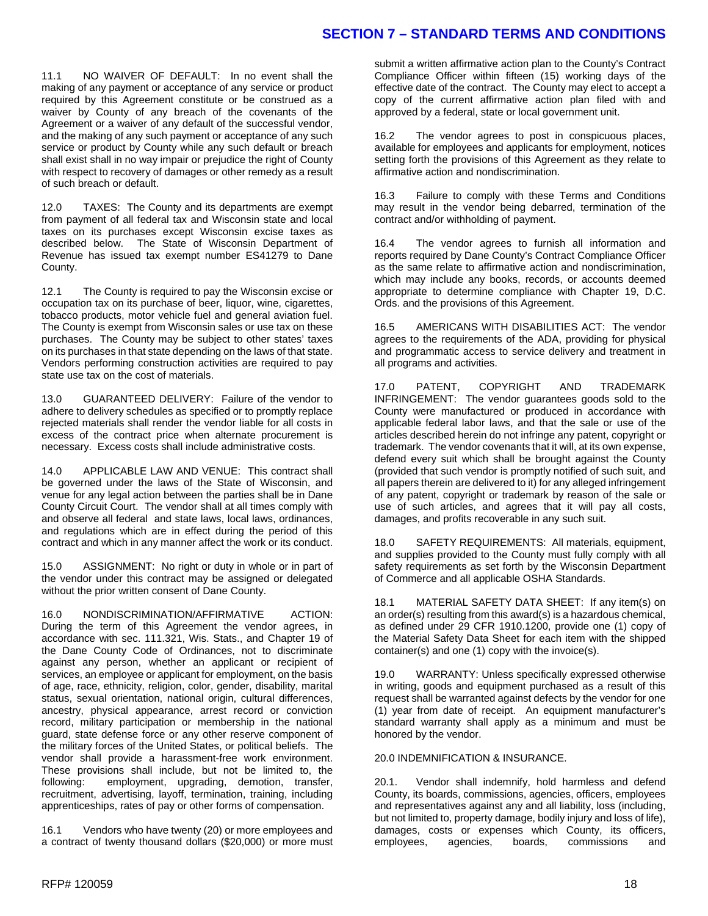## SECTION 7 – STANDARD TERMS AND CONDITIONS

11.1 NO WAIVER OF DEFAULT: In no event shall the making of any payment or acceptance of any service or product required by this Agreement constitute or be construed as a waiver by County of any breach of the covenants of the Agreement or a waiver of any default of the successful vendor, and the making of any such payment or acceptance of any such service or product by County while any such default or breach shall exist shall in no way impair or prejudice the right of County with respect to recovery of damages or other remedy as a result of such breach or default.

12.0 TAXES: The County and its departments are exempt from payment of all federal tax and Wisconsin state and local taxes on its purchases except Wisconsin excise taxes as described below. The State of Wisconsin Department of Revenue has issued tax exempt number ES41279 to Dane County.

12.1 The County is required to pay the Wisconsin excise or occupation tax on its purchase of beer, liquor, wine, cigarettes, tobacco products, motor vehicle fuel and general aviation fuel. The County is exempt from Wisconsin sales or use tax on these purchases. The County may be subject to other states' taxes on its purchases in that state depending on the laws of that state. Vendors performing construction activities are required to pay state use tax on the cost of materials.

13.0 GUARANTEED DELIVERY: Failure of the vendor to adhere to delivery schedules as specified or to promptly replace rejected materials shall render the vendor liable for all costs in excess of the contract price when alternate procurement is necessary. Excess costs shall include administrative costs.

14.0 APPLICABLE LAW AND VENUE: This contract shall be governed under the laws of the State of Wisconsin, and venue for any legal action between the parties shall be in Dane County Circuit Court. The vendor shall at all times comply with and observe all federal and state laws, local laws, ordinances, and regulations which are in effect during the period of this contract and which in any manner affect the work or its conduct.

15.0 ASSIGNMENT: No right or duty in whole or in part of the vendor under this contract may be assigned or delegated without the prior written consent of Dane County.

16.0 NONDISCRIMINATION/AFFIRMATIVE ACTION: During the term of this Agreement the vendor agrees, in accordance with sec. 111.321, Wis. Stats., and Chapter 19 of the Dane County Code of Ordinances, not to discriminate against any person, whether an applicant or recipient of services, an employee or applicant for employment, on the basis of age, race, ethnicity, religion, color, gender, disability, marital status, sexual orientation, national origin, cultural differences, ancestry, physical appearance, arrest record or conviction record, military participation or membership in the national guard, state defense force or any other reserve component of the military forces of the United States, or political beliefs. The vendor shall provide a harassment-free work environment. These provisions shall include, but not be limited to, the following: employment, upgrading, demotion, transfer, recruitment, advertising, layoff, termination, training, including apprenticeships, rates of pay or other forms of compensation.

16.1 Vendors who have twenty (20) or more employees and a contract of twenty thousand dollars ($20,000) or more must submit a written affirmative action plan to the County's Contract Compliance Officer within fifteen (15) working days of the effective date of the contract. The County may elect to accept a copy of the current affirmative action plan filed with and approved by a federal, state or local government unit.

16.2 The vendor agrees to post in conspicuous places, available for employees and applicants for employment, notices setting forth the provisions of this Agreement as they relate to affirmative action and nondiscrimination.

16.3 Failure to comply with these Terms and Conditions may result in the vendor being debarred, termination of the contract and/or withholding of payment.

16.4 The vendor agrees to furnish all information and reports required by Dane County's Contract Compliance Officer as the same relate to affirmative action and nondiscrimination, which may include any books, records, or accounts deemed appropriate to determine compliance with Chapter 19, D.C. Ords. and the provisions of this Agreement.

16.5 AMERICANS WITH DISABILITIES ACT: The vendor agrees to the requirements of the ADA, providing for physical and programmatic access to service delivery and treatment in all programs and activities.

17.0 PATENT, COPYRIGHT AND TRADEMARK INFRINGEMENT: The vendor guarantees goods sold to the County were manufactured or produced in accordance with applicable federal labor laws, and that the sale or use of the articles described herein do not infringe any patent, copyright or trademark. The vendor covenants that it will, at its own expense, defend every suit which shall be brought against the County (provided that such vendor is promptly notified of such suit, and all papers therein are delivered to it) for any alleged infringement of any patent, copyright or trademark by reason of the sale or use of such articles, and agrees that it will pay all costs, damages, and profits recoverable in any such suit.

18.0 SAFETY REQUIREMENTS: All materials, equipment, and supplies provided to the County must fully comply with all safety requirements as set forth by the Wisconsin Department of Commerce and all applicable OSHA Standards.

18.1 MATERIAL SAFETY DATA SHEET: If any item(s) on an order(s) resulting from this award(s) is a hazardous chemical, as defined under 29 CFR 1910.1200, provide one (1) copy of the Material Safety Data Sheet for each item with the shipped container(s) and one (1) copy with the invoice(s).

19.0 WARRANTY: Unless specifically expressed otherwise in writing, goods and equipment purchased as a result of this request shall be warranted against defects by the vendor for one (1) year from date of receipt. An equipment manufacturer's standard warranty shall apply as a minimum and must be honored by the vendor.

20.0 INDEMNIFICATION & INSURANCE.

20.1. Vendor shall indemnify, hold harmless and defend County, its boards, commissions, agencies, officers, employees and representatives against any and all liability, loss (including, but not limited to, property damage, bodily injury and loss of life), damages, costs or expenses which County, its officers, employees, agencies, boards, commissions and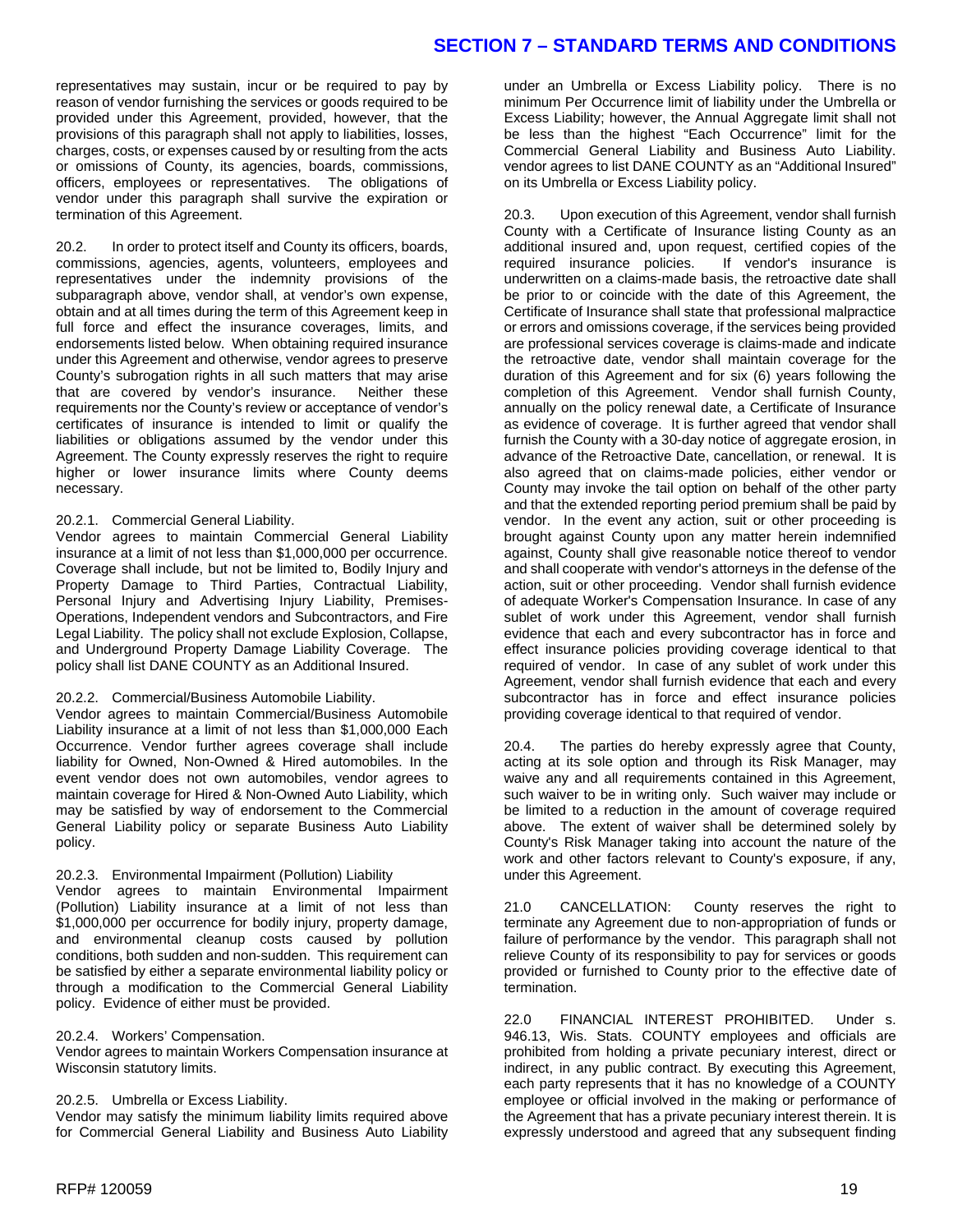representatives may sustain, incur or be required to pay by reason of vendor furnishing the services or goods required to be provided under this Agreement, provided, however, that the provisions of this paragraph shall not apply to liabilities, losses, charges, costs, or expenses caused by or resulting from the acts or omissions of County, its agencies, boards, commissions, officers, employees or representatives. The obligations of vendor under this paragraph shall survive the expiration or termination of this Agreement.

20.2. In order to protect itself and County its officers, boards, commissions, agencies, agents, volunteers, employees and representatives under the indemnity provisions of the subparagraph above, vendor shall, at vendor's own expense, obtain and at all times during the term of this Agreement keep in full force and effect the insurance coverages, limits, and endorsements listed below. When obtaining required insurance under this Agreement and otherwise, vendor agrees to preserve County's subrogation rights in all such matters that may arise that are covered by vendor's insurance. Neither these requirements nor the County's review or acceptance of vendor's certificates of insurance is intended to limit or qualify the liabilities or obligations assumed by the vendor under this Agreement. The County expressly reserves the right to require higher or lower insurance limits where County deems necessary.

20.2.1. Commercial General Liability.
Vendor agrees to maintain Commercial General Liability insurance at a limit of not less than $1,000,000 per occurrence. Coverage shall include, but not be limited to, Bodily Injury and Property Damage to Third Parties, Contractual Liability, Personal Injury and Advertising Injury Liability, Premises-Operations, Independent vendors and Subcontractors, and Fire Legal Liability. The policy shall not exclude Explosion, Collapse, and Underground Property Damage Liability Coverage. The policy shall list DANE COUNTY as an Additional Insured.

20.2.2. Commercial/Business Automobile Liability.
Vendor agrees to maintain Commercial/Business Automobile Liability insurance at a limit of not less than $1,000,000 Each Occurrence. Vendor further agrees coverage shall include liability for Owned, Non-Owned & Hired automobiles. In the event vendor does not own automobiles, vendor agrees to maintain coverage for Hired & Non-Owned Auto Liability, which may be satisfied by way of endorsement to the Commercial General Liability policy or separate Business Auto Liability policy.

20.2.3. Environmental Impairment (Pollution) Liability
Vendor agrees to maintain Environmental Impairment (Pollution) Liability insurance at a limit of not less than $1,000,000 per occurrence for bodily injury, property damage, and environmental cleanup costs caused by pollution conditions, both sudden and non-sudden. This requirement can be satisfied by either a separate environmental liability policy or through a modification to the Commercial General Liability policy. Evidence of either must be provided.

20.2.4. Workers' Compensation.
Vendor agrees to maintain Workers Compensation insurance at Wisconsin statutory limits.

20.2.5. Umbrella or Excess Liability.
Vendor may satisfy the minimum liability limits required above for Commercial General Liability and Business Auto Liability under an Umbrella or Excess Liability policy. There is no minimum Per Occurrence limit of liability under the Umbrella or Excess Liability; however, the Annual Aggregate limit shall not be less than the highest "Each Occurrence" limit for the Commercial General Liability and Business Auto Liability. vendor agrees to list DANE COUNTY as an "Additional Insured" on its Umbrella or Excess Liability policy.

20.3. Upon execution of this Agreement, vendor shall furnish County with a Certificate of Insurance listing County as an additional insured and, upon request, certified copies of the required insurance policies. If vendor's insurance is underwritten on a claims-made basis, the retroactive date shall be prior to or coincide with the date of this Agreement, the Certificate of Insurance shall state that professional malpractice or errors and omissions coverage, if the services being provided are professional services coverage is claims-made and indicate the retroactive date, vendor shall maintain coverage for the duration of this Agreement and for six (6) years following the completion of this Agreement. Vendor shall furnish County, annually on the policy renewal date, a Certificate of Insurance as evidence of coverage. It is further agreed that vendor shall furnish the County with a 30-day notice of aggregate erosion, in advance of the Retroactive Date, cancellation, or renewal. It is also agreed that on claims-made policies, either vendor or County may invoke the tail option on behalf of the other party and that the extended reporting period premium shall be paid by vendor. In the event any action, suit or other proceeding is brought against County upon any matter herein indemnified against, County shall give reasonable notice thereof to vendor and shall cooperate with vendor's attorneys in the defense of the action, suit or other proceeding. Vendor shall furnish evidence of adequate Worker's Compensation Insurance. In case of any sublet of work under this Agreement, vendor shall furnish evidence that each and every subcontractor has in force and effect insurance policies providing coverage identical to that required of vendor. In case of any sublet of work under this Agreement, vendor shall furnish evidence that each and every subcontractor has in force and effect insurance policies providing coverage identical to that required of vendor.

20.4. The parties do hereby expressly agree that County, acting at its sole option and through its Risk Manager, may waive any and all requirements contained in this Agreement, such waiver to be in writing only. Such waiver may include or be limited to a reduction in the amount of coverage required above. The extent of waiver shall be determined solely by County's Risk Manager taking into account the nature of the work and other factors relevant to County's exposure, if any, under this Agreement.

21.0 CANCELLATION: County reserves the right to terminate any Agreement due to non-appropriation of funds or failure of performance by the vendor. This paragraph shall not relieve County of its responsibility to pay for services or goods provided or furnished to County prior to the effective date of termination.

22.0 FINANCIAL INTEREST PROHIBITED. Under s. 946.13, Wis. Stats. COUNTY employees and officials are prohibited from holding a private pecuniary interest, direct or indirect, in any public contract. By executing this Agreement, each party represents that it has no knowledge of a COUNTY employee or official involved in the making or performance of the Agreement that has a private pecuniary interest therein. It is expressly understood and agreed that any subsequent finding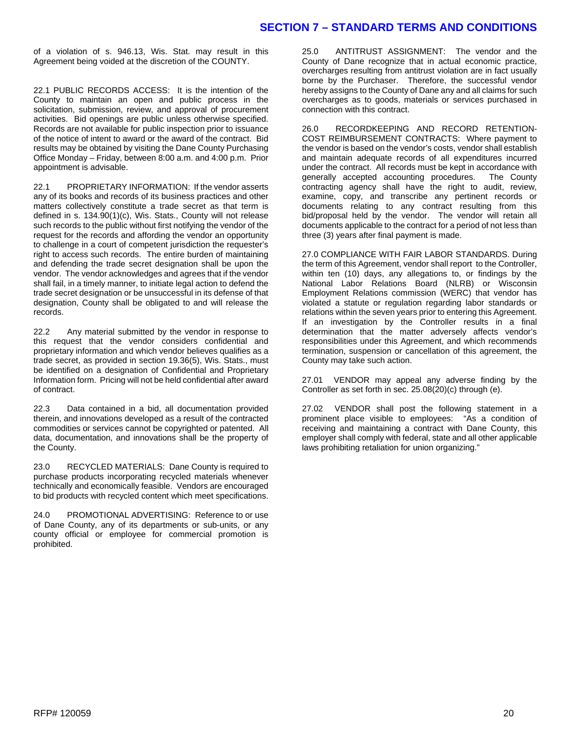of a violation of s. 946.13, Wis. Stat. may result in this Agreement being voided at the discretion of the COUNTY.

22.1 PUBLIC RECORDS ACCESS: It is the intention of the County to maintain an open and public process in the solicitation, submission, review, and approval of procurement activities. Bid openings are public unless otherwise specified. Records are not available for public inspection prior to issuance of the notice of intent to award or the award of the contract. Bid results may be obtained by visiting the Dane County Purchasing Office Monday – Friday, between 8:00 a.m. and 4:00 p.m. Prior appointment is advisable.

22.1 PROPRIETARY INFORMATION: If the vendor asserts any of its books and records of its business practices and other matters collectively constitute a trade secret as that term is defined in s. 134.90(1)(c), Wis. Stats., County will not release such records to the public without first notifying the vendor of the request for the records and affording the vendor an opportunity to challenge in a court of competent jurisdiction the requester's right to access such records. The entire burden of maintaining and defending the trade secret designation shall be upon the vendor. The vendor acknowledges and agrees that if the vendor shall fail, in a timely manner, to initiate legal action to defend the trade secret designation or be unsuccessful in its defense of that designation, County shall be obligated to and will release the records.

22.2 Any material submitted by the vendor in response to this request that the vendor considers confidential and proprietary information and which vendor believes qualifies as a trade secret, as provided in section 19.36(5), Wis. Stats., must be identified on a designation of Confidential and Proprietary Information form. Pricing will not be held confidential after award of contract.

22.3 Data contained in a bid, all documentation provided therein, and innovations developed as a result of the contracted commodities or services cannot be copyrighted or patented. All data, documentation, and innovations shall be the property of the County.

23.0 RECYCLED MATERIALS: Dane County is required to purchase products incorporating recycled materials whenever technically and economically feasible. Vendors are encouraged to bid products with recycled content which meet specifications.

24.0 PROMOTIONAL ADVERTISING: Reference to or use of Dane County, any of its departments or sub-units, or any county official or employee for commercial promotion is prohibited.

25.0 ANTITRUST ASSIGNMENT: The vendor and the County of Dane recognize that in actual economic practice, overcharges resulting from antitrust violation are in fact usually borne by the Purchaser. Therefore, the successful vendor hereby assigns to the County of Dane any and all claims for such overcharges as to goods, materials or services purchased in connection with this contract.

26.0 RECORDKEEPING AND RECORD RETENTION-COST REIMBURSEMENT CONTRACTS: Where payment to the vendor is based on the vendor's costs, vendor shall establish and maintain adequate records of all expenditures incurred under the contract. All records must be kept in accordance with generally accepted accounting procedures. The County contracting agency shall have the right to audit, review, examine, copy, and transcribe any pertinent records or documents relating to any contract resulting from this bid/proposal held by the vendor. The vendor will retain all documents applicable to the contract for a period of not less than three (3) years after final payment is made.

27.0 COMPLIANCE WITH FAIR LABOR STANDARDS. During the term of this Agreement, vendor shall report to the Controller, within ten (10) days, any allegations to, or findings by the National Labor Relations Board (NLRB) or Wisconsin Employment Relations commission (WERC) that vendor has violated a statute or regulation regarding labor standards or relations within the seven years prior to entering this Agreement. If an investigation by the Controller results in a final determination that the matter adversely affects vendor's responsibilities under this Agreement, and which recommends termination, suspension or cancellation of this agreement, the County may take such action.

27.01 VENDOR may appeal any adverse finding by the Controller as set forth in sec. 25.08(20)(c) through (e).

27.02 VENDOR shall post the following statement in a prominent place visible to employees: "As a condition of receiving and maintaining a contract with Dane County, this employer shall comply with federal, state and all other applicable laws prohibiting retaliation for union organizing."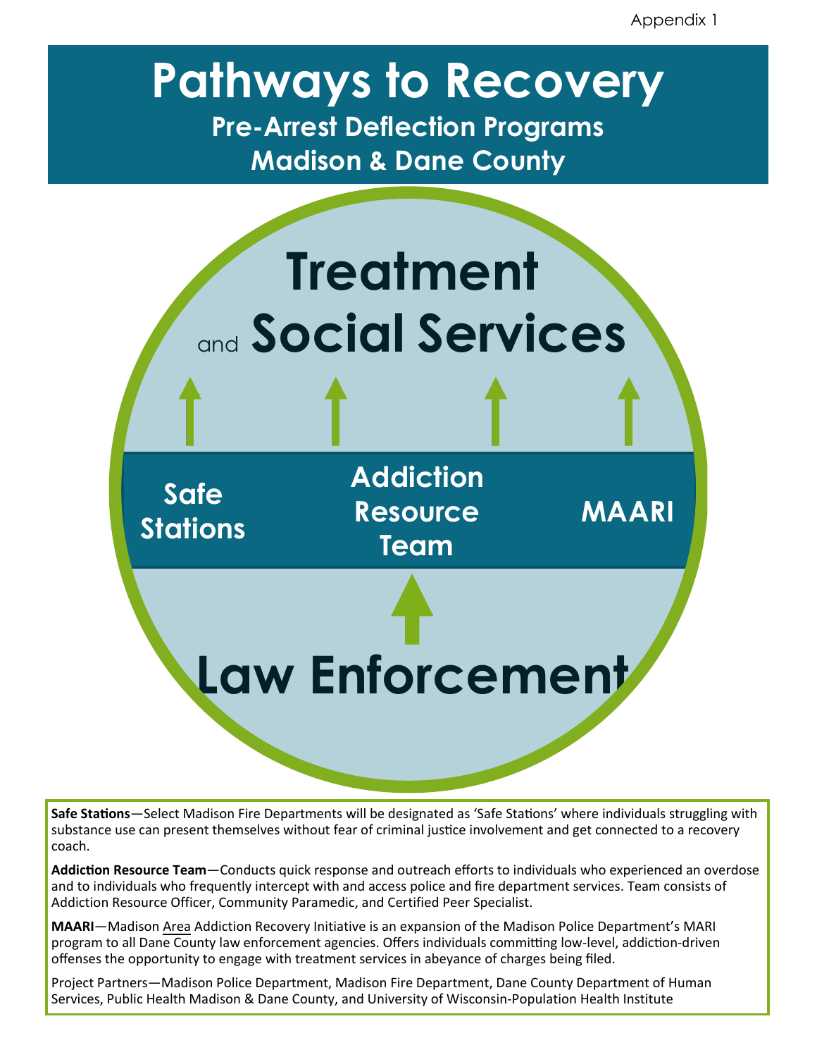Appendix 1

# Pathways to Recovery

## Pre-Arrest Deflection Programs
## Madison & Dane County

**Treatment**

and **Social Services**

**Safe Stations** | **Addiction Resource Team** | **MAARI**

**Law Enforcement**

**Safe Stations**—Select Madison Fire Departments will be designated as 'Safe Stations' where individuals struggling with substance use can present themselves without fear of criminal justice involvement and get connected to a recovery coach.

**Addiction Resource Team**—Conducts quick response and outreach efforts to individuals who experienced an overdose and to individuals who frequently intercept with and access police and fire department services. Team consists of Addiction Resource Officer, Community Paramedic, and Certified Peer Specialist.

**MAARI**—Madison Area Addiction Recovery Initiative is an expansion of the Madison Police Department's MARI program to all Dane County law enforcement agencies. Offers individuals committing low-level, addiction-driven offenses the opportunity to engage with treatment services in abeyance of charges being filed.

Project Partners—Madison Police Department, Madison Fire Department, Dane County Department of Human Services, Public Health Madison & Dane County, and University of Wisconsin-Population Health Institute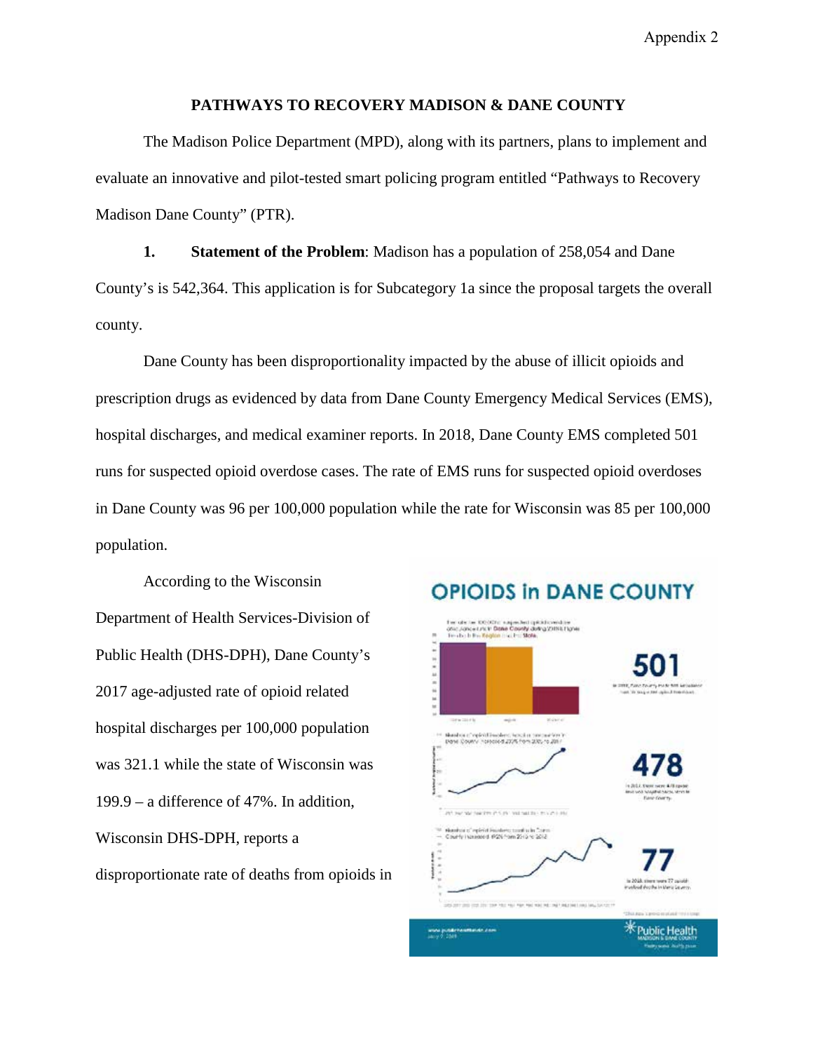## PATHWAYS TO RECOVERY MADISON & DANE COUNTY

The Madison Police Department (MPD), along with its partners, plans to implement and evaluate an innovative and pilot-tested smart policing program entitled "Pathways to Recovery Madison Dane County" (PTR).

**1. Statement of the Problem**: Madison has a population of 258,054 and Dane County's is 542,364. This application is for Subcategory 1a since the proposal targets the overall county.

Dane County has been disproportionality impacted by the abuse of illicit opioids and prescription drugs as evidenced by data from Dane County Emergency Medical Services (EMS), hospital discharges, and medical examiner reports. In 2018, Dane County EMS completed 501 runs for suspected opioid overdose cases. The rate of EMS runs for suspected opioid overdoses in Dane County was 96 per 100,000 population while the rate for Wisconsin was 85 per 100,000 population.

According to the Wisconsin Department of Health Services-Division of Public Health (DHS-DPH), Dane County's 2017 age-adjusted rate of opioid related hospital discharges per 100,000 population was 321.1 while the state of Wisconsin was 199.9 – a difference of 47%. In addition, Wisconsin DHS-DPH, reports a disproportionate rate of deaths from opioids in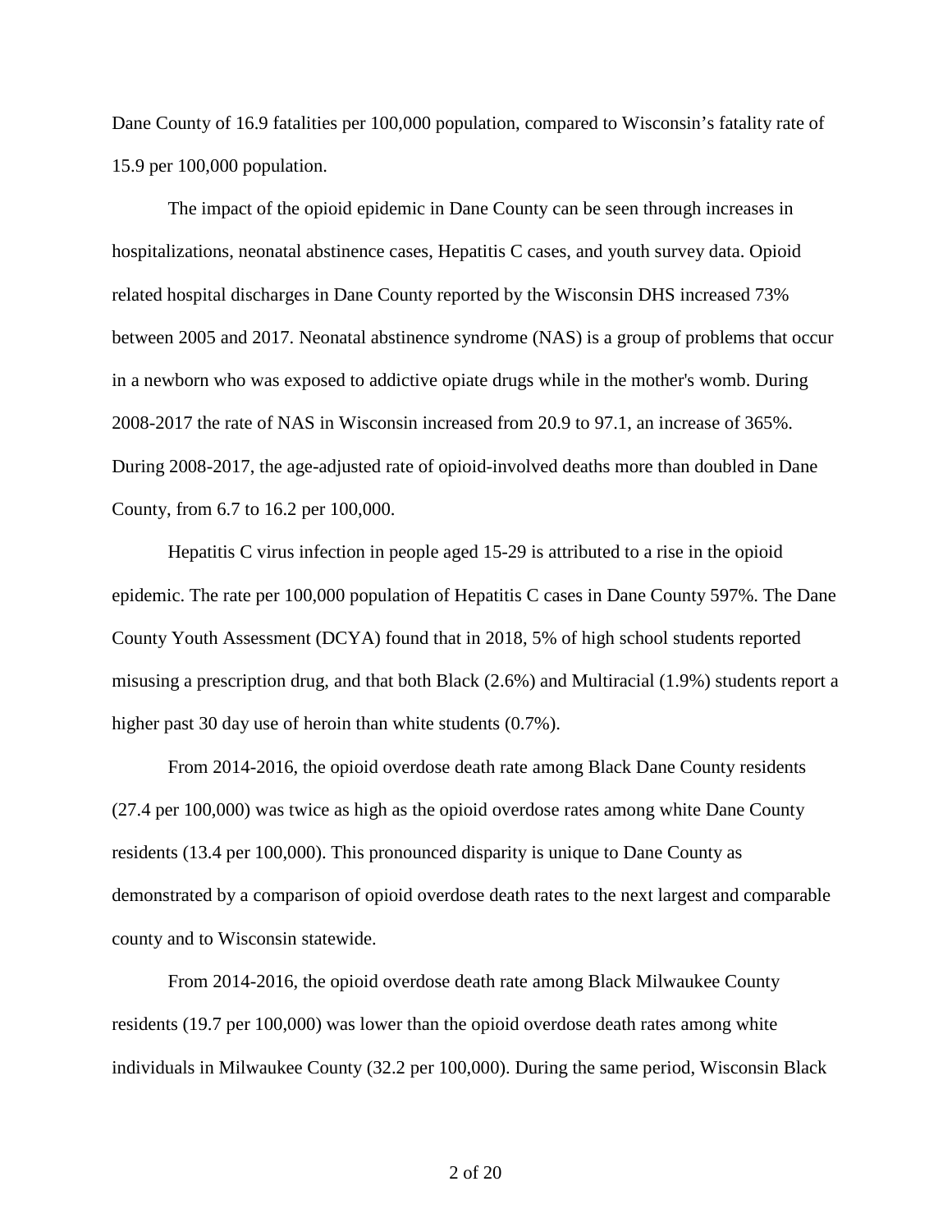Dane County of 16.9 fatalities per 100,000 population, compared to Wisconsin's fatality rate of 15.9 per 100,000 population.

The impact of the opioid epidemic in Dane County can be seen through increases in hospitalizations, neonatal abstinence cases, Hepatitis C cases, and youth survey data. Opioid related hospital discharges in Dane County reported by the Wisconsin DHS increased 73% between 2005 and 2017. Neonatal abstinence syndrome (NAS) is a group of problems that occur in a newborn who was exposed to addictive opiate drugs while in the mother's womb. During 2008-2017 the rate of NAS in Wisconsin increased from 20.9 to 97.1, an increase of 365%. During 2008-2017, the age-adjusted rate of opioid-involved deaths more than doubled in Dane County, from 6.7 to 16.2 per 100,000.

Hepatitis C virus infection in people aged 15-29 is attributed to a rise in the opioid epidemic. The rate per 100,000 population of Hepatitis C cases in Dane County 597%. The Dane County Youth Assessment (DCYA) found that in 2018, 5% of high school students reported misusing a prescription drug, and that both Black (2.6%) and Multiracial (1.9%) students report a higher past 30 day use of heroin than white students (0.7%).

From 2014-2016, the opioid overdose death rate among Black Dane County residents (27.4 per 100,000) was twice as high as the opioid overdose rates among white Dane County residents (13.4 per 100,000). This pronounced disparity is unique to Dane County as demonstrated by a comparison of opioid overdose death rates to the next largest and comparable county and to Wisconsin statewide.

From 2014-2016, the opioid overdose death rate among Black Milwaukee County residents (19.7 per 100,000) was lower than the opioid overdose death rates among white individuals in Milwaukee County (32.2 per 100,000). During the same period, Wisconsin Black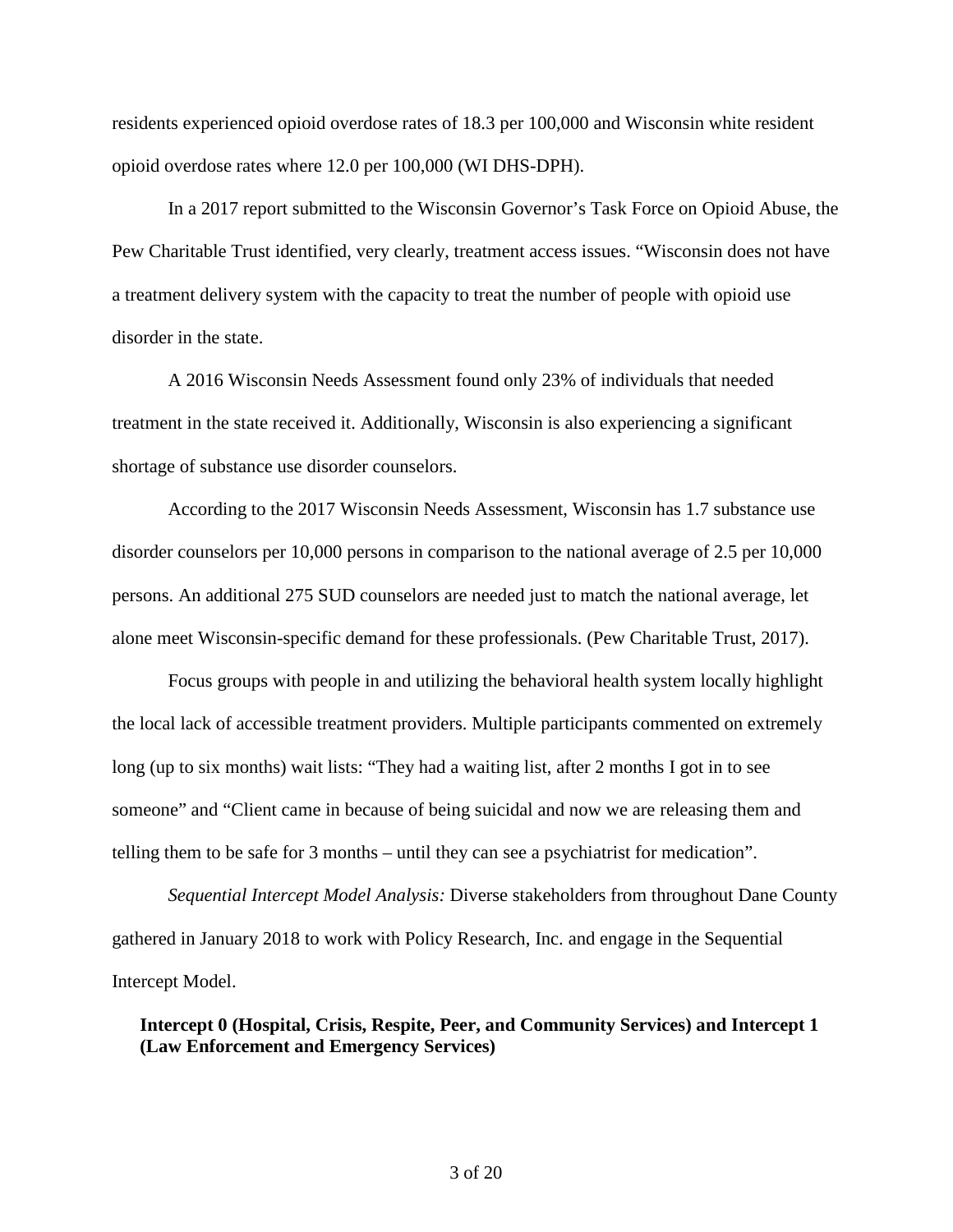residents experienced opioid overdose rates of 18.3 per 100,000 and Wisconsin white resident opioid overdose rates where 12.0 per 100,000 (WI DHS-DPH).

In a 2017 report submitted to the Wisconsin Governor's Task Force on Opioid Abuse, the Pew Charitable Trust identified, very clearly, treatment access issues. "Wisconsin does not have a treatment delivery system with the capacity to treat the number of people with opioid use disorder in the state.

A 2016 Wisconsin Needs Assessment found only 23% of individuals that needed treatment in the state received it. Additionally, Wisconsin is also experiencing a significant shortage of substance use disorder counselors.

According to the 2017 Wisconsin Needs Assessment, Wisconsin has 1.7 substance use disorder counselors per 10,000 persons in comparison to the national average of 2.5 per 10,000 persons. An additional 275 SUD counselors are needed just to match the national average, let alone meet Wisconsin-specific demand for these professionals. (Pew Charitable Trust, 2017).

Focus groups with people in and utilizing the behavioral health system locally highlight the local lack of accessible treatment providers. Multiple participants commented on extremely long (up to six months) wait lists: "They had a waiting list, after 2 months I got in to see someone" and "Client came in because of being suicidal and now we are releasing them and telling them to be safe for 3 months – until they can see a psychiatrist for medication".

*Sequential Intercept Model Analysis:* Diverse stakeholders from throughout Dane County gathered in January 2018 to work with Policy Research, Inc. and engage in the Sequential Intercept Model.

**Intercept 0 (Hospital, Crisis, Respite, Peer, and Community Services) and Intercept 1 (Law Enforcement and Emergency Services)**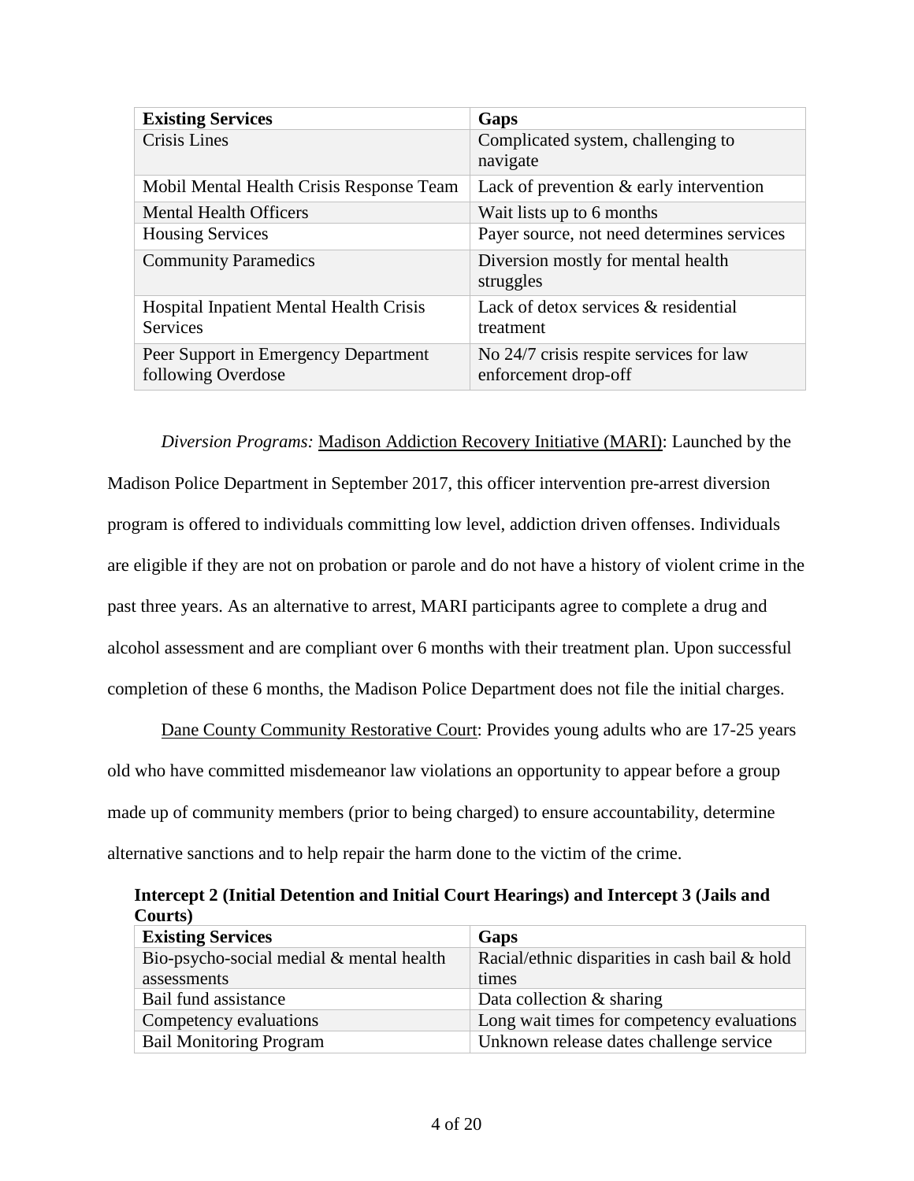| Existing Services | Gaps |
|---|---|
| Crisis Lines | Complicated system, challenging to navigate |
| Mobil Mental Health Crisis Response Team | Lack of prevention & early intervention |
| Mental Health Officers | Wait lists up to 6 months |
| Housing Services | Payer source, not need determines services |
| Community Paramedics | Diversion mostly for mental health struggles |
| Hospital Inpatient Mental Health Crisis Services | Lack of detox services & residential treatment |
| Peer Support in Emergency Department following Overdose | No 24/7 crisis respite services for law enforcement drop-off |

*Diversion Programs:* Madison Addiction Recovery Initiative (MARI): Launched by the Madison Police Department in September 2017, this officer intervention pre-arrest diversion program is offered to individuals committing low level, addiction driven offenses. Individuals are eligible if they are not on probation or parole and do not have a history of violent crime in the past three years. As an alternative to arrest, MARI participants agree to complete a drug and alcohol assessment and are compliant over 6 months with their treatment plan. Upon successful completion of these 6 months, the Madison Police Department does not file the initial charges.

Dane County Community Restorative Court: Provides young adults who are 17-25 years old who have committed misdemeanor law violations an opportunity to appear before a group made up of community members (prior to being charged) to ensure accountability, determine alternative sanctions and to help repair the harm done to the victim of the crime.

**Intercept 2 (Initial Detention and Initial Court Hearings) and Intercept 3 (Jails and Courts)**

| Existing Services | Gaps |
|---|---|
| Bio-psycho-social medial & mental health assessments | Racial/ethnic disparities in cash bail & hold times |
| Bail fund assistance | Data collection & sharing |
| Competency evaluations | Long wait times for competency evaluations |
| Bail Monitoring Program | Unknown release dates challenge service |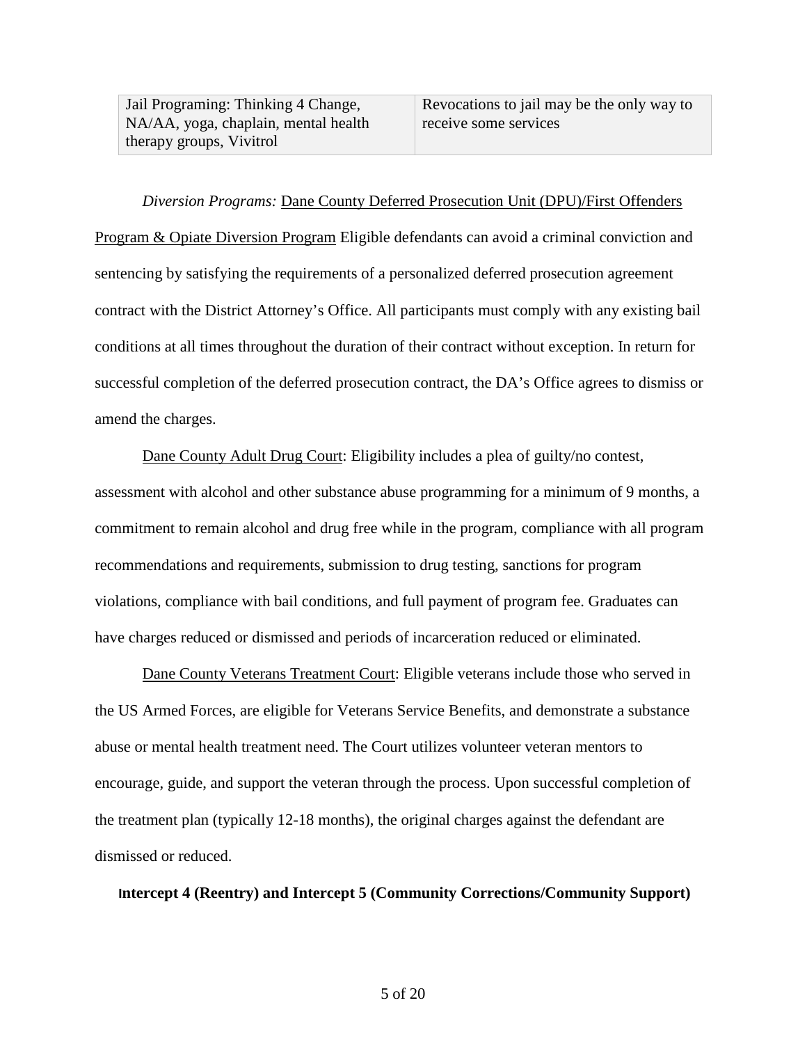| Jail Programing: Thinking 4 Change, NA/AA, yoga, chaplain, mental health therapy groups, Vivitrol | Revocations to jail may be the only way to receive some services |
|---|---|

*Diversion Programs:* Dane County Deferred Prosecution Unit (DPU)/First Offenders Program & Opiate Diversion Program Eligible defendants can avoid a criminal conviction and sentencing by satisfying the requirements of a personalized deferred prosecution agreement contract with the District Attorney's Office. All participants must comply with any existing bail conditions at all times throughout the duration of their contract without exception. In return for successful completion of the deferred prosecution contract, the DA's Office agrees to dismiss or amend the charges.

Dane County Adult Drug Court: Eligibility includes a plea of guilty/no contest, assessment with alcohol and other substance abuse programming for a minimum of 9 months, a commitment to remain alcohol and drug free while in the program, compliance with all program recommendations and requirements, submission to drug testing, sanctions for program violations, compliance with bail conditions, and full payment of program fee. Graduates can have charges reduced or dismissed and periods of incarceration reduced or eliminated.

Dane County Veterans Treatment Court: Eligible veterans include those who served in the US Armed Forces, are eligible for Veterans Service Benefits, and demonstrate a substance abuse or mental health treatment need. The Court utilizes volunteer veteran mentors to encourage, guide, and support the veteran through the process. Upon successful completion of the treatment plan (typically 12-18 months), the original charges against the defendant are dismissed or reduced.

**Intercept 4 (Reentry) and Intercept 5 (Community Corrections/Community Support)**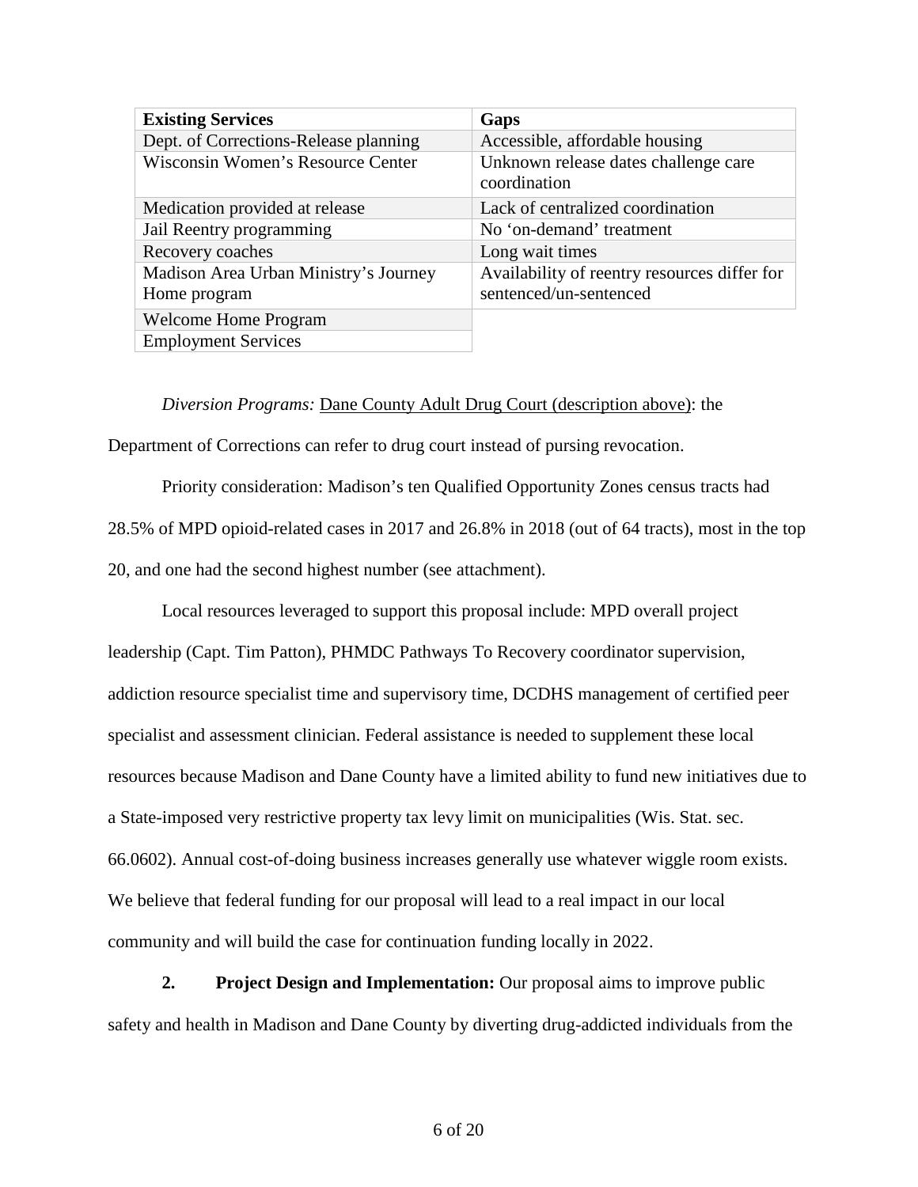| Existing Services | Gaps |
|---|---|
| Dept. of Corrections-Release planning | Accessible, affordable housing |
| Wisconsin Women's Resource Center | Unknown release dates challenge care coordination |
| Medication provided at release | Lack of centralized coordination |
| Jail Reentry programming | No 'on-demand' treatment |
| Recovery coaches | Long wait times |
| Madison Area Urban Ministry's Journey Home program | Availability of reentry resources differ for sentenced/un-sentenced |
| Welcome Home Program | |
| Employment Services | |

*Diversion Programs:* Dane County Adult Drug Court (description above): the Department of Corrections can refer to drug court instead of pursing revocation.

Priority consideration: Madison's ten Qualified Opportunity Zones census tracts had 28.5% of MPD opioid-related cases in 2017 and 26.8% in 2018 (out of 64 tracts), most in the top 20, and one had the second highest number (see attachment).

Local resources leveraged to support this proposal include: MPD overall project leadership (Capt. Tim Patton), PHMDC Pathways To Recovery coordinator supervision, addiction resource specialist time and supervisory time, DCDHS management of certified peer specialist and assessment clinician. Federal assistance is needed to supplement these local resources because Madison and Dane County have a limited ability to fund new initiatives due to a State-imposed very restrictive property tax levy limit on municipalities (Wis. Stat. sec. 66.0602). Annual cost-of-doing business increases generally use whatever wiggle room exists. We believe that federal funding for our proposal will lead to a real impact in our local community and will build the case for continuation funding locally in 2022.

**2. Project Design and Implementation:** Our proposal aims to improve public safety and health in Madison and Dane County by diverting drug-addicted individuals from the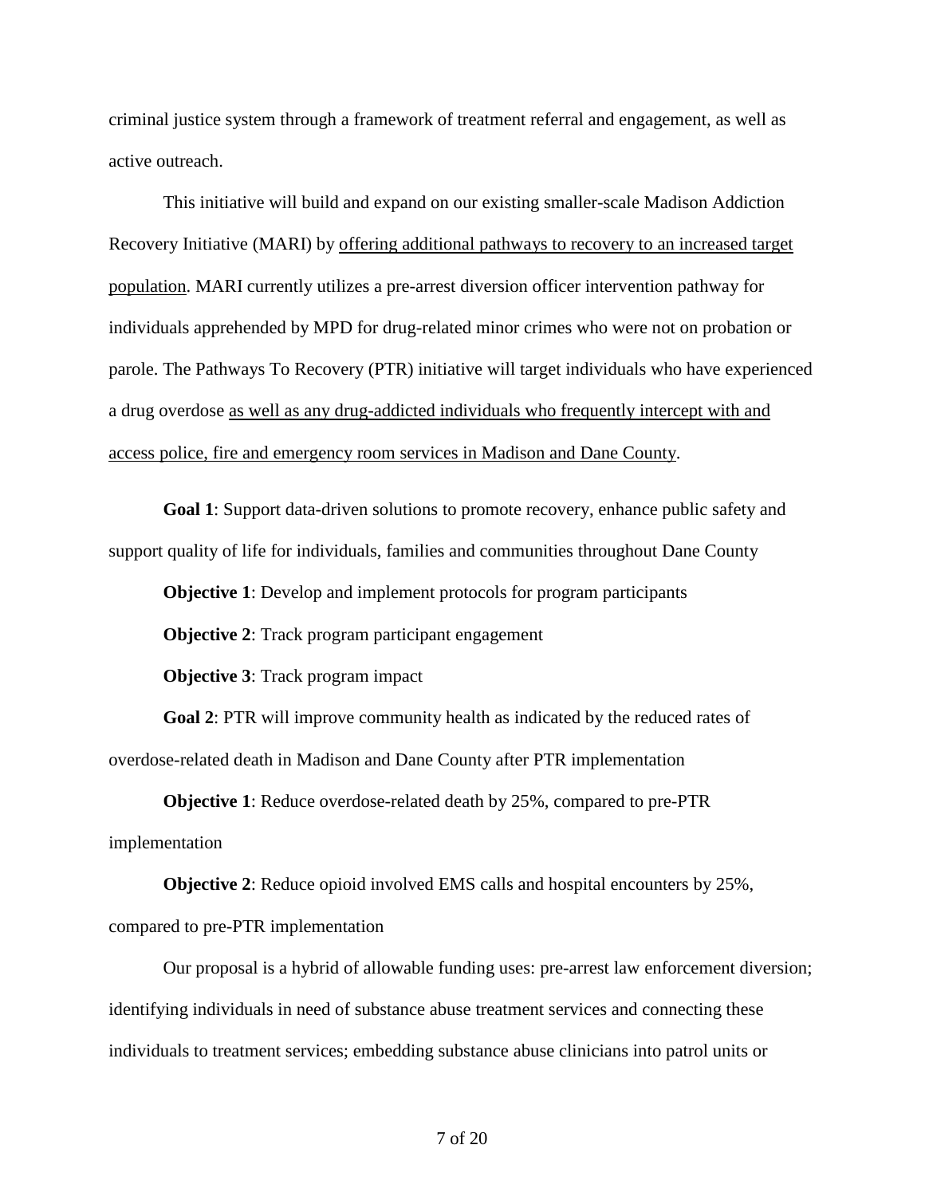criminal justice system through a framework of treatment referral and engagement, as well as active outreach.

This initiative will build and expand on our existing smaller-scale Madison Addiction Recovery Initiative (MARI) by <u>offering additional pathways to recovery to an increased target population</u>. MARI currently utilizes a pre-arrest diversion officer intervention pathway for individuals apprehended by MPD for drug-related minor crimes who were not on probation or parole. The Pathways To Recovery (PTR) initiative will target individuals who have experienced a drug overdose <u>as well as any drug-addicted individuals who frequently intercept with and access police, fire and emergency room services in Madison and Dane County</u>.

**Goal 1**: Support data-driven solutions to promote recovery, enhance public safety and support quality of life for individuals, families and communities throughout Dane County

**Objective 1**: Develop and implement protocols for program participants

**Objective 2**: Track program participant engagement

**Objective 3**: Track program impact

**Goal 2**: PTR will improve community health as indicated by the reduced rates of overdose-related death in Madison and Dane County after PTR implementation

**Objective 1**: Reduce overdose-related death by 25%, compared to pre-PTR implementation

**Objective 2**: Reduce opioid involved EMS calls and hospital encounters by 25%, compared to pre-PTR implementation

Our proposal is a hybrid of allowable funding uses: pre-arrest law enforcement diversion; identifying individuals in need of substance abuse treatment services and connecting these individuals to treatment services; embedding substance abuse clinicians into patrol units or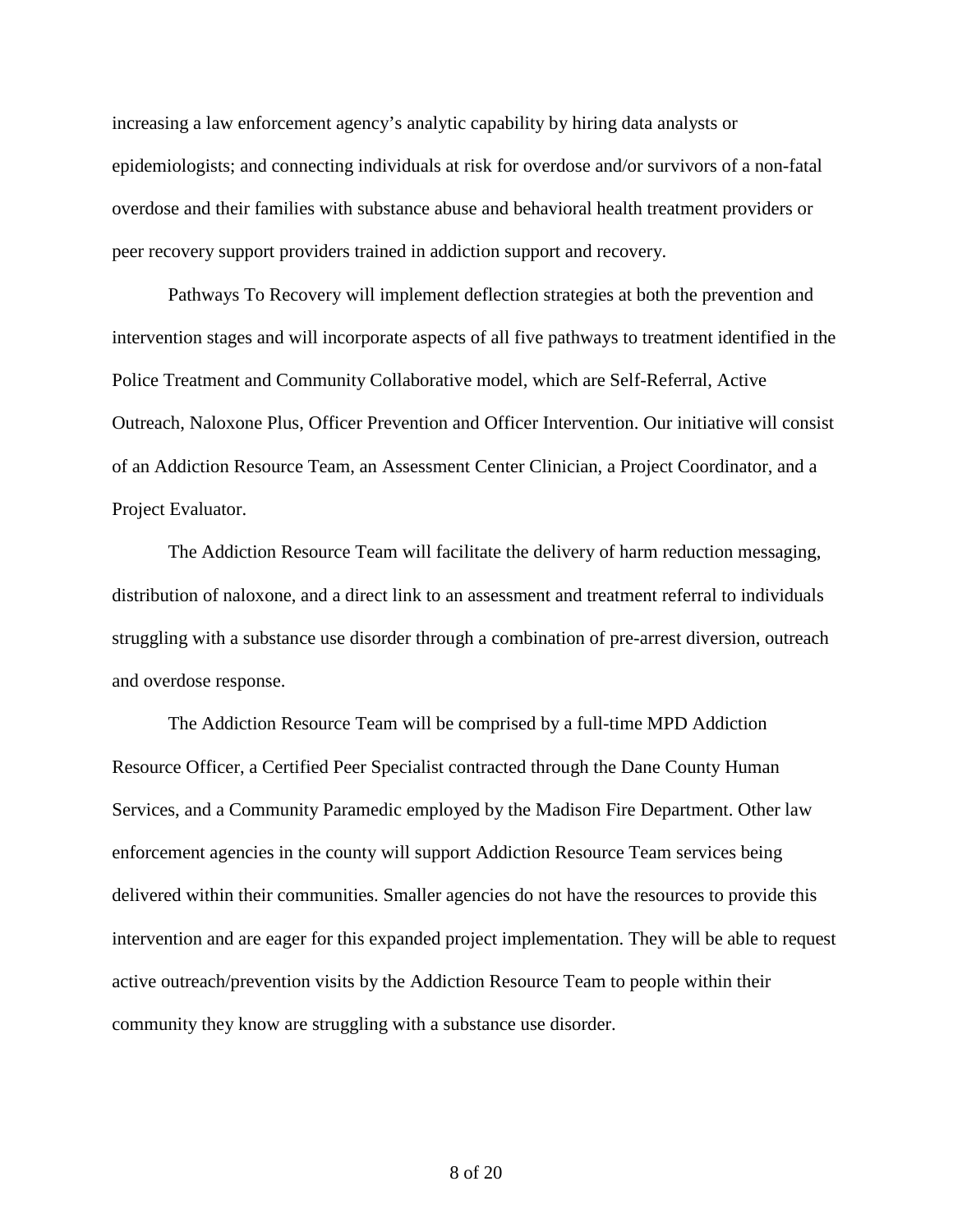increasing a law enforcement agency's analytic capability by hiring data analysts or epidemiologists; and connecting individuals at risk for overdose and/or survivors of a non-fatal overdose and their families with substance abuse and behavioral health treatment providers or peer recovery support providers trained in addiction support and recovery.

Pathways To Recovery will implement deflection strategies at both the prevention and intervention stages and will incorporate aspects of all five pathways to treatment identified in the Police Treatment and Community Collaborative model, which are Self-Referral, Active Outreach, Naloxone Plus, Officer Prevention and Officer Intervention. Our initiative will consist of an Addiction Resource Team, an Assessment Center Clinician, a Project Coordinator, and a Project Evaluator.

The Addiction Resource Team will facilitate the delivery of harm reduction messaging, distribution of naloxone, and a direct link to an assessment and treatment referral to individuals struggling with a substance use disorder through a combination of pre-arrest diversion, outreach and overdose response.

The Addiction Resource Team will be comprised by a full-time MPD Addiction Resource Officer, a Certified Peer Specialist contracted through the Dane County Human Services, and a Community Paramedic employed by the Madison Fire Department. Other law enforcement agencies in the county will support Addiction Resource Team services being delivered within their communities. Smaller agencies do not have the resources to provide this intervention and are eager for this expanded project implementation. They will be able to request active outreach/prevention visits by the Addiction Resource Team to people within their community they know are struggling with a substance use disorder.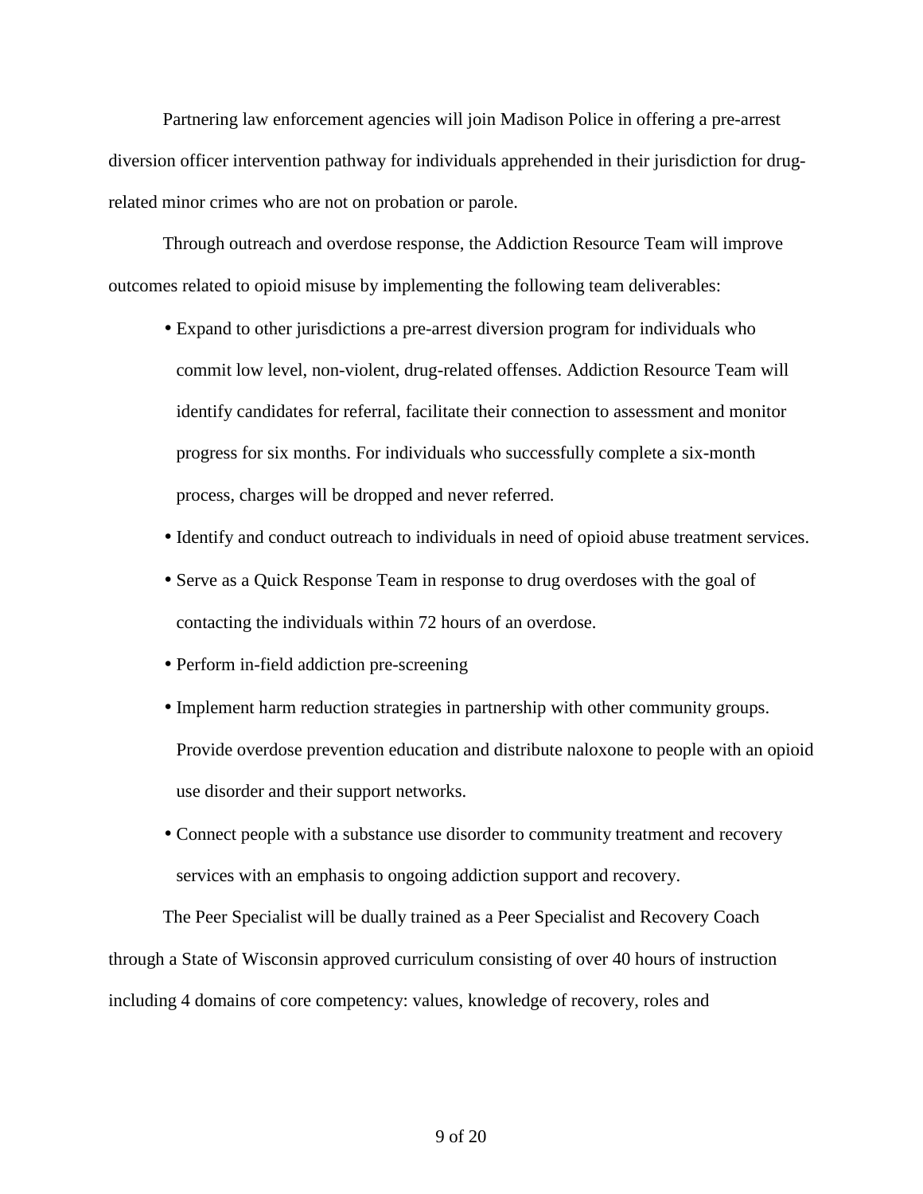Partnering law enforcement agencies will join Madison Police in offering a pre-arrest diversion officer intervention pathway for individuals apprehended in their jurisdiction for drug-related minor crimes who are not on probation or parole.

Through outreach and overdose response, the Addiction Resource Team will improve outcomes related to opioid misuse by implementing the following team deliverables:

- Expand to other jurisdictions a pre-arrest diversion program for individuals who commit low level, non-violent, drug-related offenses. Addiction Resource Team will identify candidates for referral, facilitate their connection to assessment and monitor progress for six months. For individuals who successfully complete a six-month process, charges will be dropped and never referred.
- Identify and conduct outreach to individuals in need of opioid abuse treatment services.
- Serve as a Quick Response Team in response to drug overdoses with the goal of contacting the individuals within 72 hours of an overdose.
- Perform in-field addiction pre-screening
- Implement harm reduction strategies in partnership with other community groups. Provide overdose prevention education and distribute naloxone to people with an opioid use disorder and their support networks.
- Connect people with a substance use disorder to community treatment and recovery services with an emphasis to ongoing addiction support and recovery.

The Peer Specialist will be dually trained as a Peer Specialist and Recovery Coach through a State of Wisconsin approved curriculum consisting of over 40 hours of instruction including 4 domains of core competency: values, knowledge of recovery, roles and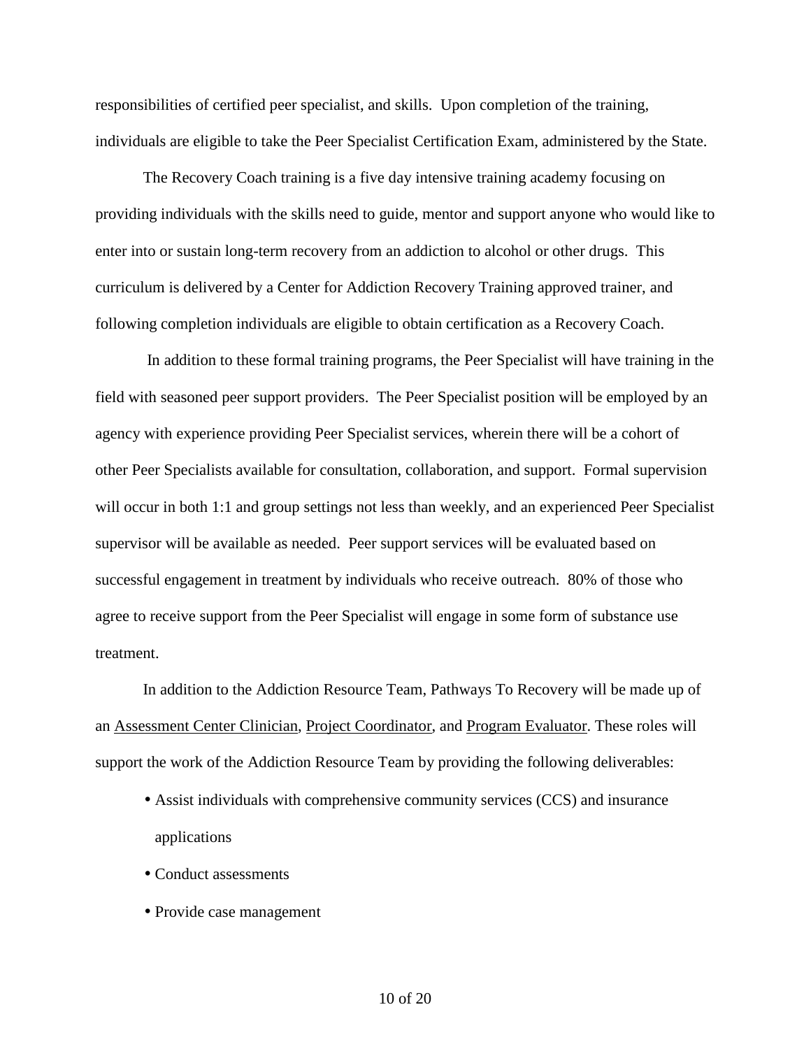responsibilities of certified peer specialist, and skills. Upon completion of the training, individuals are eligible to take the Peer Specialist Certification Exam, administered by the State.

The Recovery Coach training is a five day intensive training academy focusing on providing individuals with the skills need to guide, mentor and support anyone who would like to enter into or sustain long-term recovery from an addiction to alcohol or other drugs. This curriculum is delivered by a Center for Addiction Recovery Training approved trainer, and following completion individuals are eligible to obtain certification as a Recovery Coach.

In addition to these formal training programs, the Peer Specialist will have training in the field with seasoned peer support providers. The Peer Specialist position will be employed by an agency with experience providing Peer Specialist services, wherein there will be a cohort of other Peer Specialists available for consultation, collaboration, and support. Formal supervision will occur in both 1:1 and group settings not less than weekly, and an experienced Peer Specialist supervisor will be available as needed. Peer support services will be evaluated based on successful engagement in treatment by individuals who receive outreach. 80% of those who agree to receive support from the Peer Specialist will engage in some form of substance use treatment.

In addition to the Addiction Resource Team, Pathways To Recovery will be made up of an <u>Assessment Center Clinician</u>, <u>Project Coordinator</u>, and <u>Program Evaluator</u>. These roles will support the work of the Addiction Resource Team by providing the following deliverables:

- Assist individuals with comprehensive community services (CCS) and insurance applications
- Conduct assessments
- Provide case management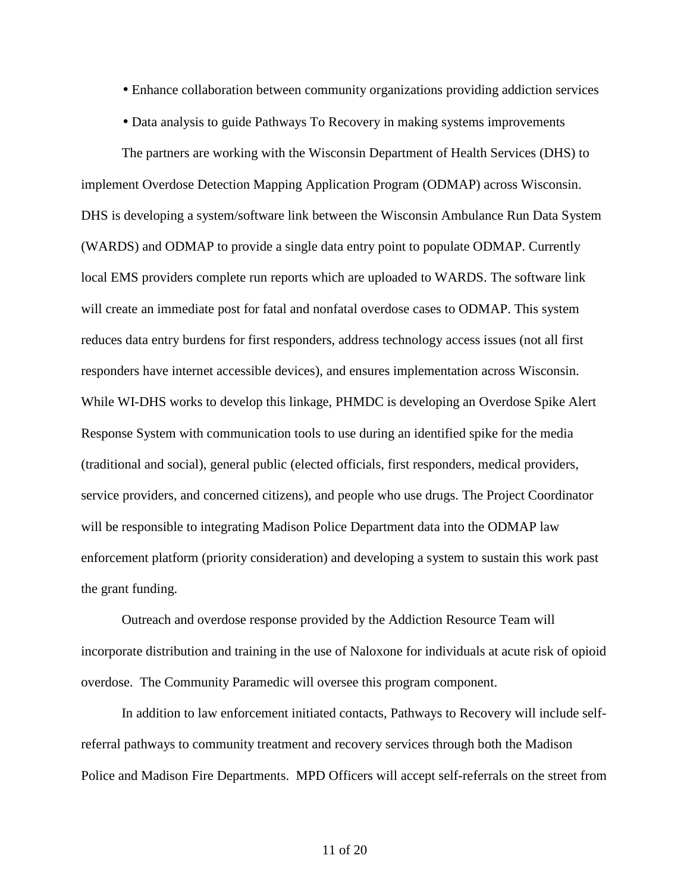- Enhance collaboration between community organizations providing addiction services
- Data analysis to guide Pathways To Recovery in making systems improvements

The partners are working with the Wisconsin Department of Health Services (DHS) to implement Overdose Detection Mapping Application Program (ODMAP) across Wisconsin. DHS is developing a system/software link between the Wisconsin Ambulance Run Data System (WARDS) and ODMAP to provide a single data entry point to populate ODMAP. Currently local EMS providers complete run reports which are uploaded to WARDS. The software link will create an immediate post for fatal and nonfatal overdose cases to ODMAP. This system reduces data entry burdens for first responders, address technology access issues (not all first responders have internet accessible devices), and ensures implementation across Wisconsin. While WI-DHS works to develop this linkage, PHMDC is developing an Overdose Spike Alert Response System with communication tools to use during an identified spike for the media (traditional and social), general public (elected officials, first responders, medical providers, service providers, and concerned citizens), and people who use drugs. The Project Coordinator will be responsible to integrating Madison Police Department data into the ODMAP law enforcement platform (priority consideration) and developing a system to sustain this work past the grant funding.

Outreach and overdose response provided by the Addiction Resource Team will incorporate distribution and training in the use of Naloxone for individuals at acute risk of opioid overdose. The Community Paramedic will oversee this program component.

In addition to law enforcement initiated contacts, Pathways to Recovery will include self-referral pathways to community treatment and recovery services through both the Madison Police and Madison Fire Departments. MPD Officers will accept self-referrals on the street from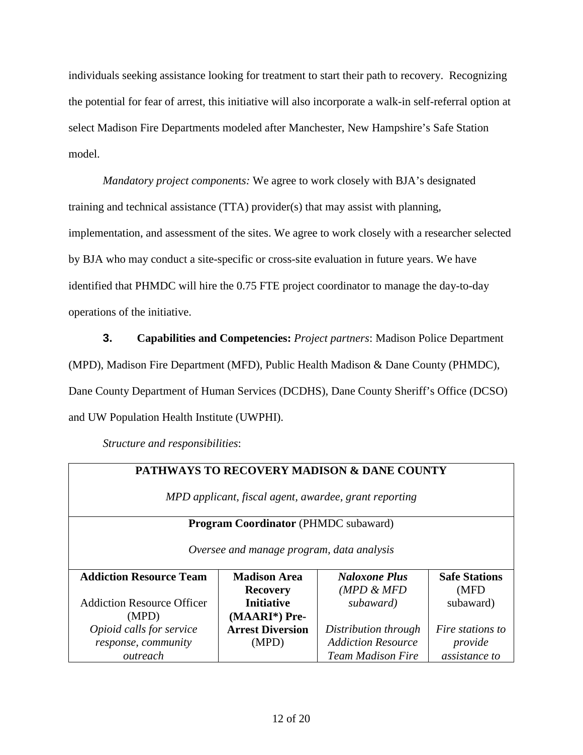individuals seeking assistance looking for treatment to start their path to recovery. Recognizing the potential for fear of arrest, this initiative will also incorporate a walk-in self-referral option at select Madison Fire Departments modeled after Manchester, New Hampshire's Safe Station model.

*Mandatory project components:* We agree to work closely with BJA's designated training and technical assistance (TTA) provider(s) that may assist with planning, implementation, and assessment of the sites. We agree to work closely with a researcher selected by BJA who may conduct a site-specific or cross-site evaluation in future years. We have identified that PHMDC will hire the 0.75 FTE project coordinator to manage the day-to-day operations of the initiative.

**3. Capabilities and Competencies:** *Project partners*: Madison Police Department (MPD), Madison Fire Department (MFD), Public Health Madison & Dane County (PHMDC), Dane County Department of Human Services (DCDHS), Dane County Sheriff's Office (DCSO) and UW Population Health Institute (UWPHI).

*Structure and responsibilities*:

| **PATHWAYS TO RECOVERY MADISON & DANE COUNTY**<br><br>*MPD applicant, fiscal agent, awardee, grant reporting* | | | |
|---|---|---|---|
| **Program Coordinator** (PHMDC subaward)<br><br>*Oversee and manage program, data analysis* | | | |
| **Addiction Resource Team**<br><br>Addiction Resource Officer (MPD)<br>*Opioid calls for service response, community outreach* | **Madison Area Recovery Initiative (MAARI*) Pre-Arrest Diversion** (MPD) | ***Naloxone Plus*** *(MPD & MFD subaward)*<br><br>*Distribution through Addiction Resource Team Madison Fire* | **Safe Stations** (MFD subaward)<br><br>*Fire stations to provide assistance to* |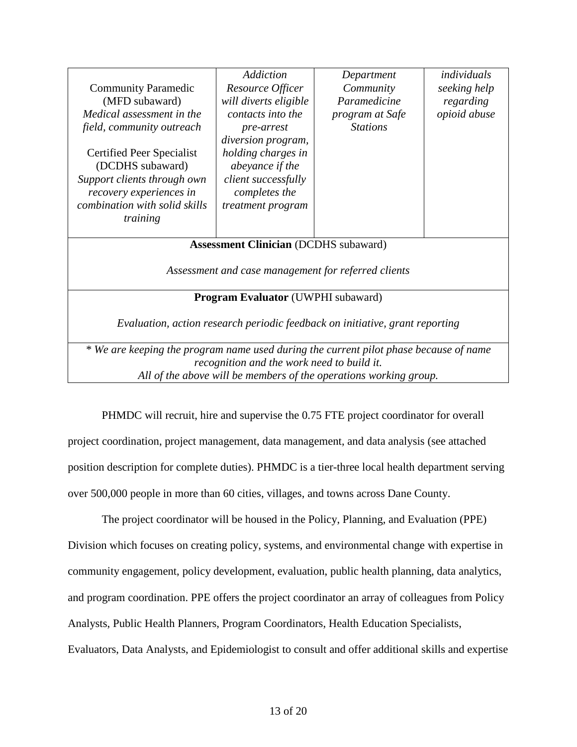| | | | |
|---|---|---|---|
| Community Paramedic (MFD subaward) *Medical assessment in the field, community outreach*<br><br>Certified Peer Specialist (DCDHS subaward) *Support clients through own recovery experiences in combination with solid skills training* | *Addiction Resource Officer will diverts eligible contacts into the pre-arrest diversion program, holding charges in abeyance if the client successfully completes the treatment program* | *Department Community Paramedicine program at Safe Stations* | *individuals seeking help regarding opioid abuse* |
| **Assessment Clinician** (DCDHS subaward)<br><br>*Assessment and case management for referred clients* | | | |
| **Program Evaluator** (UWPHI subaward)<br><br>*Evaluation, action research periodic feedback on initiative, grant reporting* | | | |
| *\* We are keeping the program name used during the current pilot phase because of name recognition and the work need to build it. All of the above will be members of the operations working group.* | | | |

PHMDC will recruit, hire and supervise the 0.75 FTE project coordinator for overall project coordination, project management, data management, and data analysis (see attached position description for complete duties). PHMDC is a tier-three local health department serving over 500,000 people in more than 60 cities, villages, and towns across Dane County.

The project coordinator will be housed in the Policy, Planning, and Evaluation (PPE) Division which focuses on creating policy, systems, and environmental change with expertise in community engagement, policy development, evaluation, public health planning, data analytics, and program coordination. PPE offers the project coordinator an array of colleagues from Policy Analysts, Public Health Planners, Program Coordinators, Health Education Specialists, Evaluators, Data Analysts, and Epidemiologist to consult and offer additional skills and expertise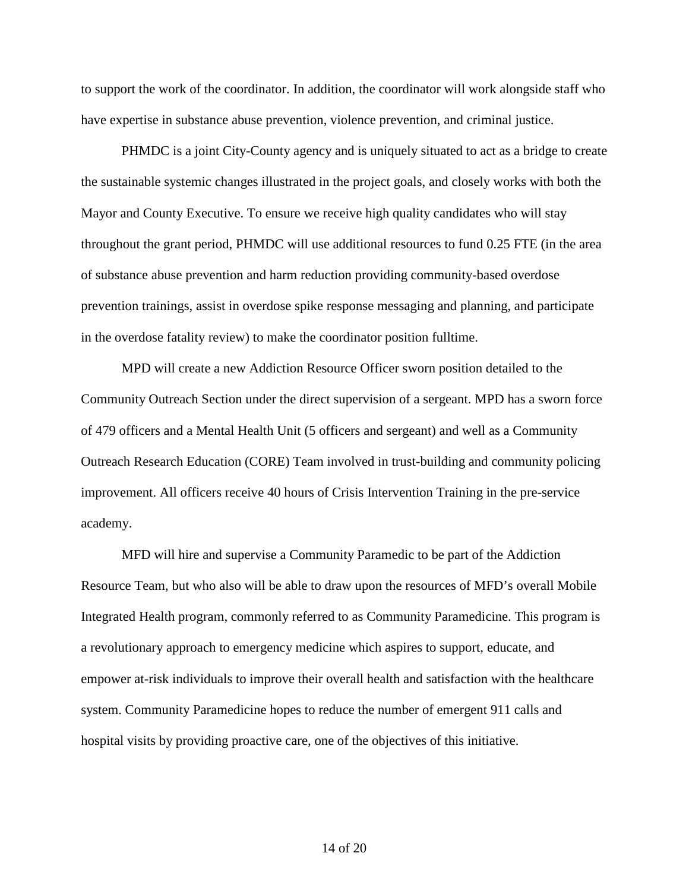to support the work of the coordinator. In addition, the coordinator will work alongside staff who have expertise in substance abuse prevention, violence prevention, and criminal justice.

PHMDC is a joint City-County agency and is uniquely situated to act as a bridge to create the sustainable systemic changes illustrated in the project goals, and closely works with both the Mayor and County Executive. To ensure we receive high quality candidates who will stay throughout the grant period, PHMDC will use additional resources to fund 0.25 FTE (in the area of substance abuse prevention and harm reduction providing community-based overdose prevention trainings, assist in overdose spike response messaging and planning, and participate in the overdose fatality review) to make the coordinator position fulltime.

MPD will create a new Addiction Resource Officer sworn position detailed to the Community Outreach Section under the direct supervision of a sergeant. MPD has a sworn force of 479 officers and a Mental Health Unit (5 officers and sergeant) and well as a Community Outreach Research Education (CORE) Team involved in trust-building and community policing improvement. All officers receive 40 hours of Crisis Intervention Training in the pre-service academy.

MFD will hire and supervise a Community Paramedic to be part of the Addiction Resource Team, but who also will be able to draw upon the resources of MFD's overall Mobile Integrated Health program, commonly referred to as Community Paramedicine. This program is a revolutionary approach to emergency medicine which aspires to support, educate, and empower at-risk individuals to improve their overall health and satisfaction with the healthcare system. Community Paramedicine hopes to reduce the number of emergent 911 calls and hospital visits by providing proactive care, one of the objectives of this initiative.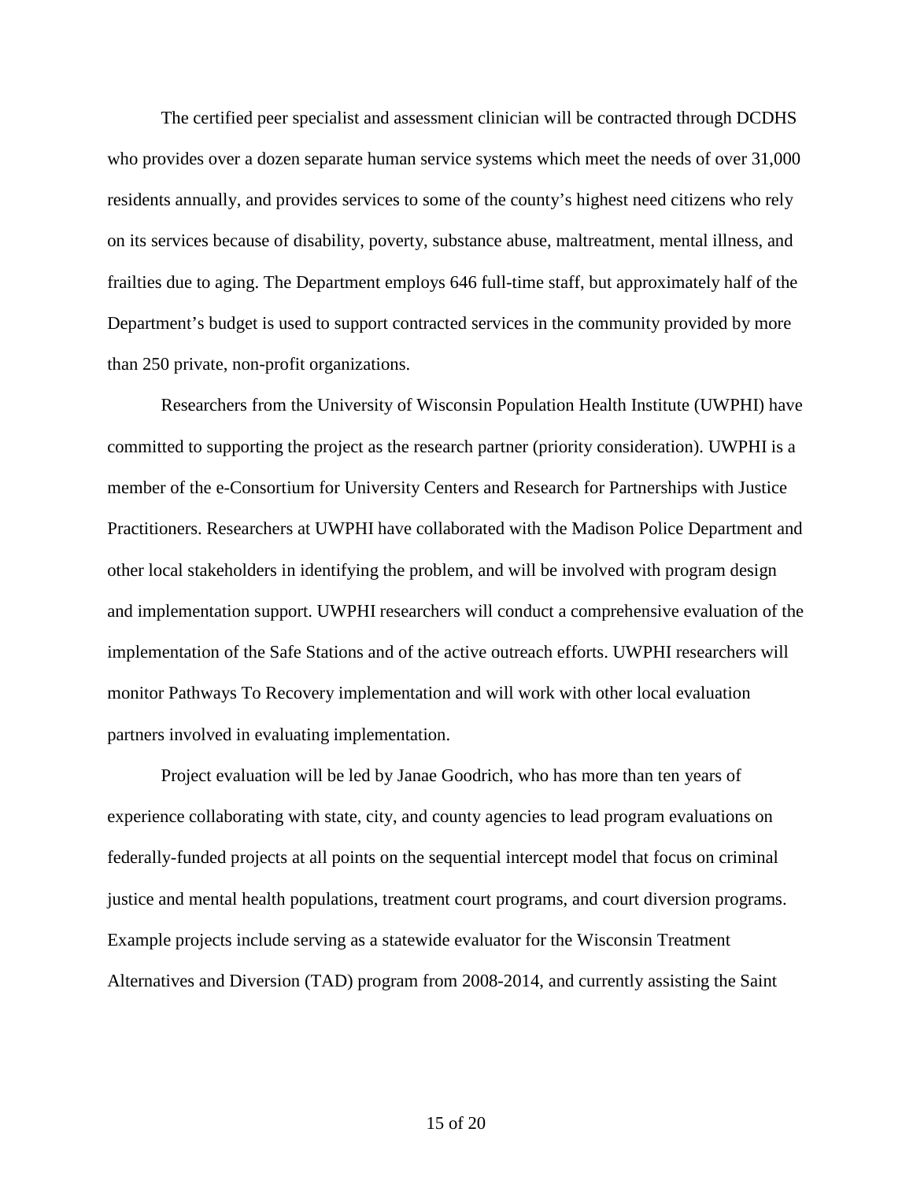The certified peer specialist and assessment clinician will be contracted through DCDHS who provides over a dozen separate human service systems which meet the needs of over 31,000 residents annually, and provides services to some of the county's highest need citizens who rely on its services because of disability, poverty, substance abuse, maltreatment, mental illness, and frailties due to aging. The Department employs 646 full-time staff, but approximately half of the Department's budget is used to support contracted services in the community provided by more than 250 private, non-profit organizations.

Researchers from the University of Wisconsin Population Health Institute (UWPHI) have committed to supporting the project as the research partner (priority consideration). UWPHI is a member of the e-Consortium for University Centers and Research for Partnerships with Justice Practitioners. Researchers at UWPHI have collaborated with the Madison Police Department and other local stakeholders in identifying the problem, and will be involved with program design and implementation support. UWPHI researchers will conduct a comprehensive evaluation of the implementation of the Safe Stations and of the active outreach efforts. UWPHI researchers will monitor Pathways To Recovery implementation and will work with other local evaluation partners involved in evaluating implementation.

Project evaluation will be led by Janae Goodrich, who has more than ten years of experience collaborating with state, city, and county agencies to lead program evaluations on federally-funded projects at all points on the sequential intercept model that focus on criminal justice and mental health populations, treatment court programs, and court diversion programs. Example projects include serving as a statewide evaluator for the Wisconsin Treatment Alternatives and Diversion (TAD) program from 2008-2014, and currently assisting the Saint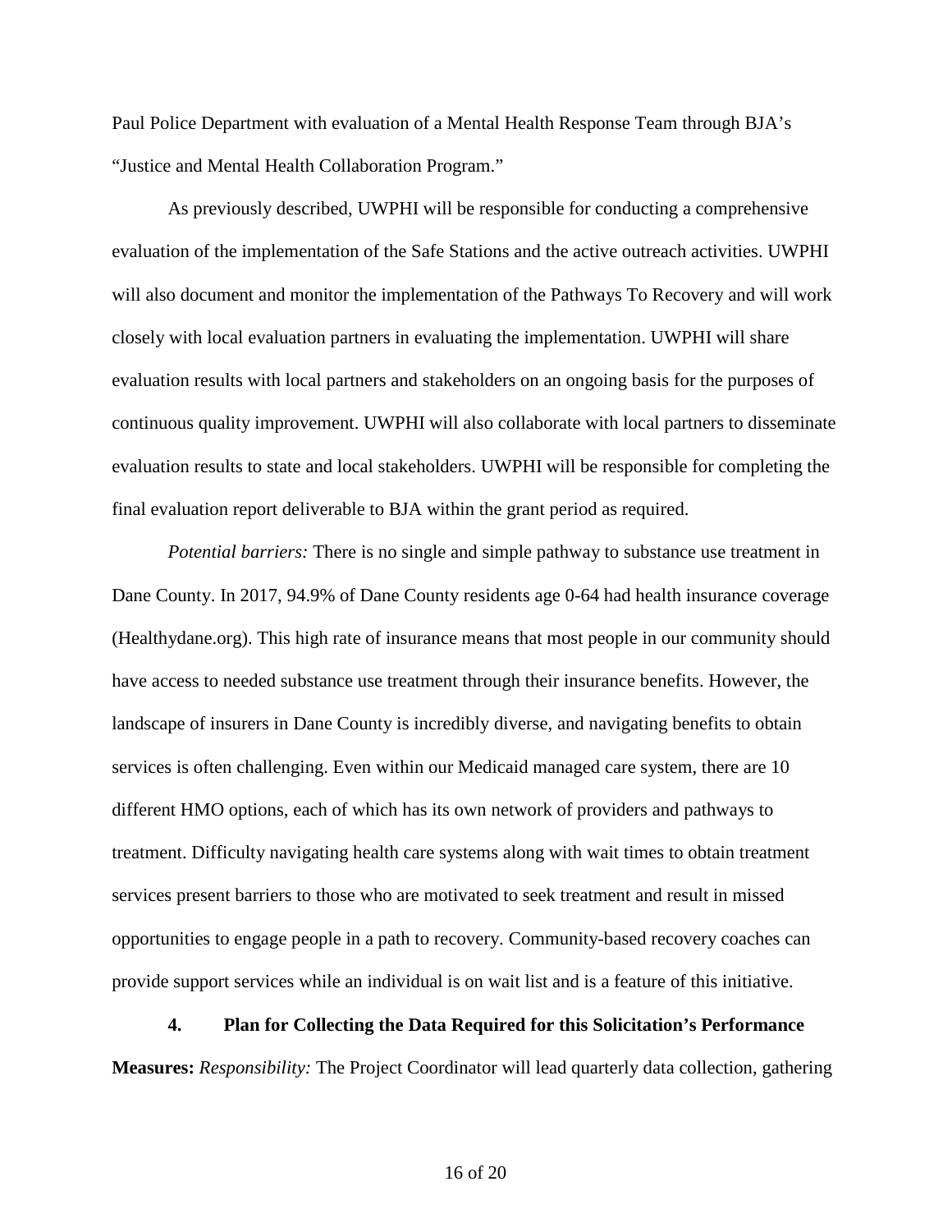Paul Police Department with evaluation of a Mental Health Response Team through BJA's "Justice and Mental Health Collaboration Program."

As previously described, UWPHI will be responsible for conducting a comprehensive evaluation of the implementation of the Safe Stations and the active outreach activities. UWPHI will also document and monitor the implementation of the Pathways To Recovery and will work closely with local evaluation partners in evaluating the implementation. UWPHI will share evaluation results with local partners and stakeholders on an ongoing basis for the purposes of continuous quality improvement. UWPHI will also collaborate with local partners to disseminate evaluation results to state and local stakeholders. UWPHI will be responsible for completing the final evaluation report deliverable to BJA within the grant period as required.

*Potential barriers:* There is no single and simple pathway to substance use treatment in Dane County. In 2017, 94.9% of Dane County residents age 0-64 had health insurance coverage (Healthydane.org). This high rate of insurance means that most people in our community should have access to needed substance use treatment through their insurance benefits. However, the landscape of insurers in Dane County is incredibly diverse, and navigating benefits to obtain services is often challenging. Even within our Medicaid managed care system, there are 10 different HMO options, each of which has its own network of providers and pathways to treatment. Difficulty navigating health care systems along with wait times to obtain treatment services present barriers to those who are motivated to seek treatment and result in missed opportunities to engage people in a path to recovery. Community-based recovery coaches can provide support services while an individual is on wait list and is a feature of this initiative.

**4. Plan for Collecting the Data Required for this Solicitation's Performance Measures:** *Responsibility:* The Project Coordinator will lead quarterly data collection, gathering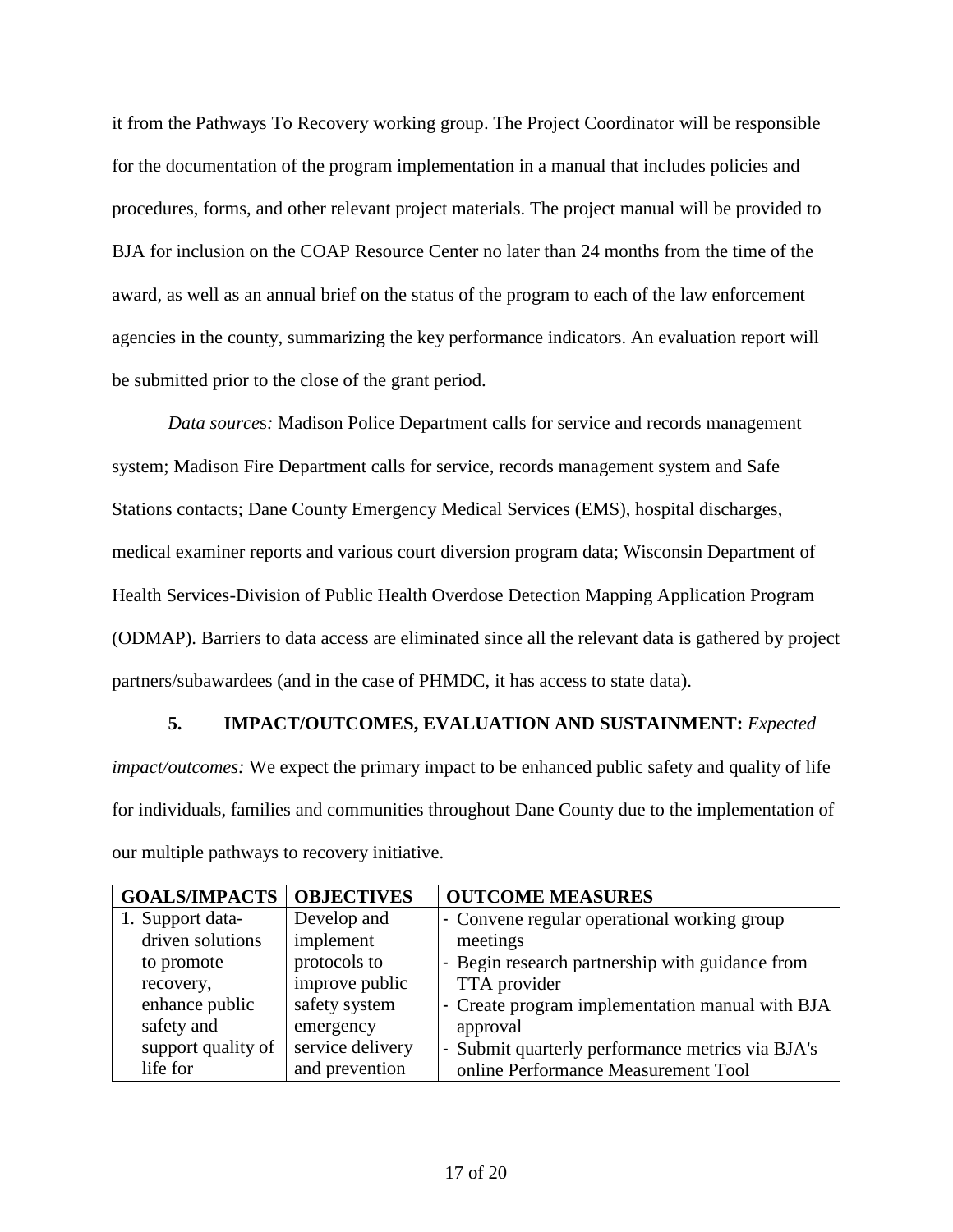it from the Pathways To Recovery working group. The Project Coordinator will be responsible for the documentation of the program implementation in a manual that includes policies and procedures, forms, and other relevant project materials. The project manual will be provided to BJA for inclusion on the COAP Resource Center no later than 24 months from the time of the award, as well as an annual brief on the status of the program to each of the law enforcement agencies in the county, summarizing the key performance indicators. An evaluation report will be submitted prior to the close of the grant period.

*Data sources:* Madison Police Department calls for service and records management system; Madison Fire Department calls for service, records management system and Safe Stations contacts; Dane County Emergency Medical Services (EMS), hospital discharges, medical examiner reports and various court diversion program data; Wisconsin Department of Health Services-Division of Public Health Overdose Detection Mapping Application Program (ODMAP). Barriers to data access are eliminated since all the relevant data is gathered by project partners/subawardees (and in the case of PHMDC, it has access to state data).

**5. IMPACT/OUTCOMES, EVALUATION AND SUSTAINMENT:** *Expected impact/outcomes:* We expect the primary impact to be enhanced public safety and quality of life for individuals, families and communities throughout Dane County due to the implementation of our multiple pathways to recovery initiative.

| GOALS/IMPACTS | OBJECTIVES | OUTCOME MEASURES |
|---|---|---|
| 1. Support data-driven solutions to promote recovery, enhance public safety and support quality of life for | Develop and implement protocols to improve public safety system emergency service delivery and prevention | - Convene regular operational working group meetings<br>- Begin research partnership with guidance from TTA provider<br>- Create program implementation manual with BJA approval<br>- Submit quarterly performance metrics via BJA's online Performance Measurement Tool |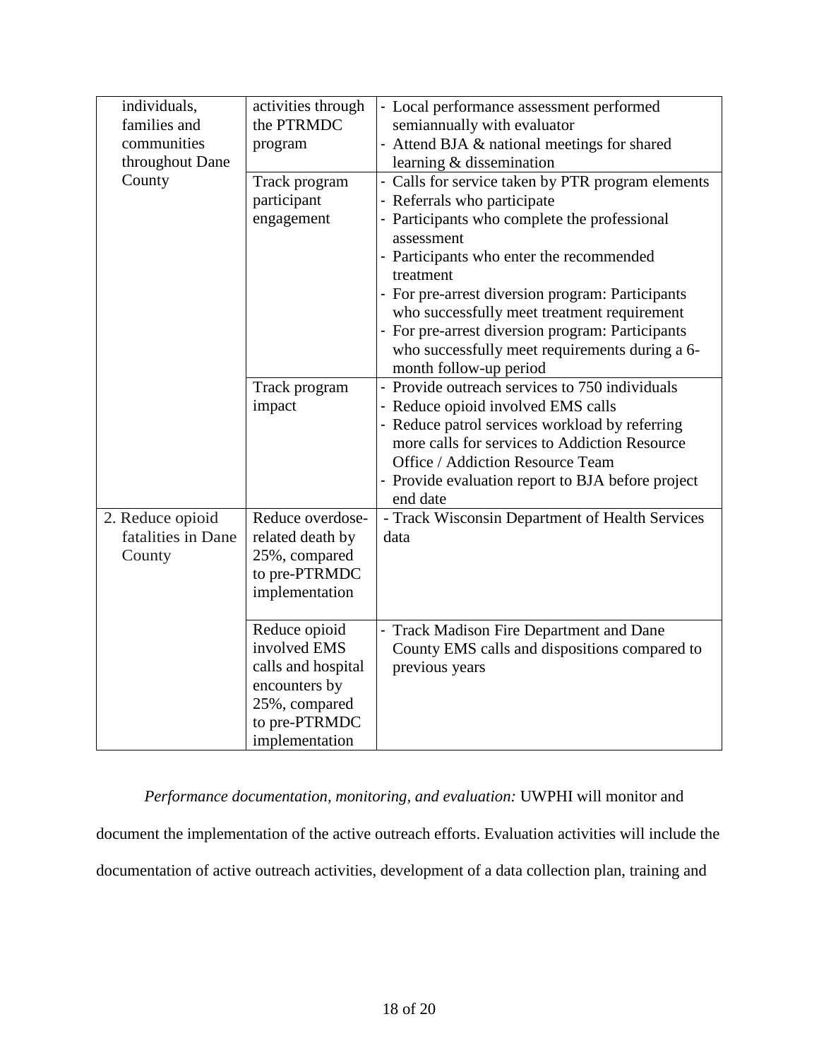| | | |
|---|---|---|
| individuals, families and communities throughout Dane County | activities through the PTRMDC program | - Local performance assessment performed semiannually with evaluator<br>- Attend BJA & national meetings for shared learning & dissemination |
| | Track program participant engagement | - Calls for service taken by PTR program elements<br>- Referrals who participate<br>- Participants who complete the professional assessment<br>- Participants who enter the recommended treatment<br>- For pre-arrest diversion program: Participants who successfully meet treatment requirement<br>- For pre-arrest diversion program: Participants who successfully meet requirements during a 6-month follow-up period |
| | Track program impact | - Provide outreach services to 750 individuals<br>- Reduce opioid involved EMS calls<br>- Reduce patrol services workload by referring more calls for services to Addiction Resource Office / Addiction Resource Team<br>- Provide evaluation report to BJA before project end date |
| 2. Reduce opioid fatalities in Dane County | Reduce overdose-related death by 25%, compared to pre-PTRMDC implementation | - Track Wisconsin Department of Health Services data |
| | Reduce opioid involved EMS calls and hospital encounters by 25%, compared to pre-PTRMDC implementation | - Track Madison Fire Department and Dane County EMS calls and dispositions compared to previous years |

*Performance documentation, monitoring, and evaluation:* UWPHI will monitor and document the implementation of the active outreach efforts. Evaluation activities will include the documentation of active outreach activities, development of a data collection plan, training and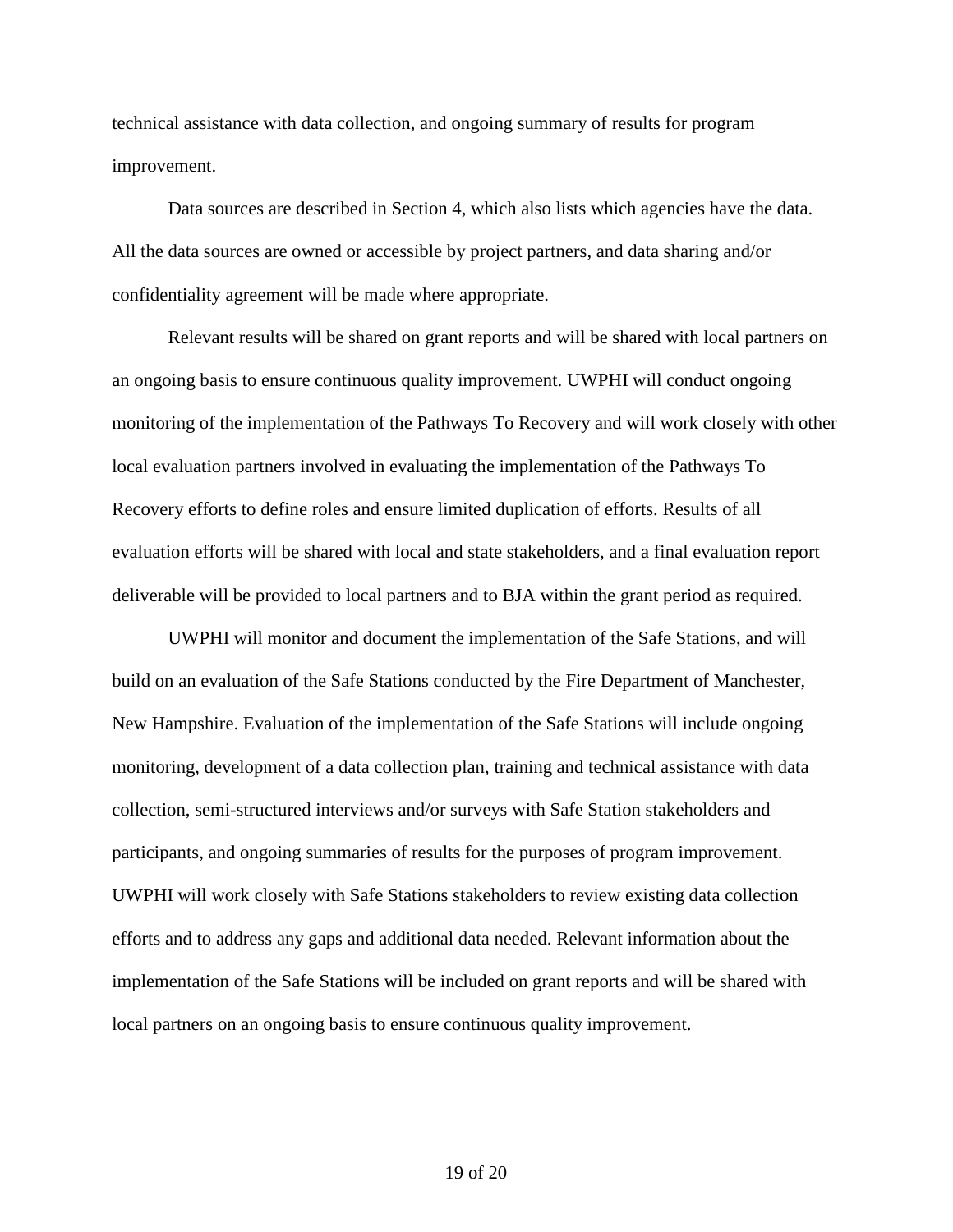technical assistance with data collection, and ongoing summary of results for program improvement.

Data sources are described in Section 4, which also lists which agencies have the data. All the data sources are owned or accessible by project partners, and data sharing and/or confidentiality agreement will be made where appropriate.

Relevant results will be shared on grant reports and will be shared with local partners on an ongoing basis to ensure continuous quality improvement. UWPHI will conduct ongoing monitoring of the implementation of the Pathways To Recovery and will work closely with other local evaluation partners involved in evaluating the implementation of the Pathways To Recovery efforts to define roles and ensure limited duplication of efforts. Results of all evaluation efforts will be shared with local and state stakeholders, and a final evaluation report deliverable will be provided to local partners and to BJA within the grant period as required.

UWPHI will monitor and document the implementation of the Safe Stations, and will build on an evaluation of the Safe Stations conducted by the Fire Department of Manchester, New Hampshire. Evaluation of the implementation of the Safe Stations will include ongoing monitoring, development of a data collection plan, training and technical assistance with data collection, semi-structured interviews and/or surveys with Safe Station stakeholders and participants, and ongoing summaries of results for the purposes of program improvement. UWPHI will work closely with Safe Stations stakeholders to review existing data collection efforts and to address any gaps and additional data needed. Relevant information about the implementation of the Safe Stations will be included on grant reports and will be shared with local partners on an ongoing basis to ensure continuous quality improvement.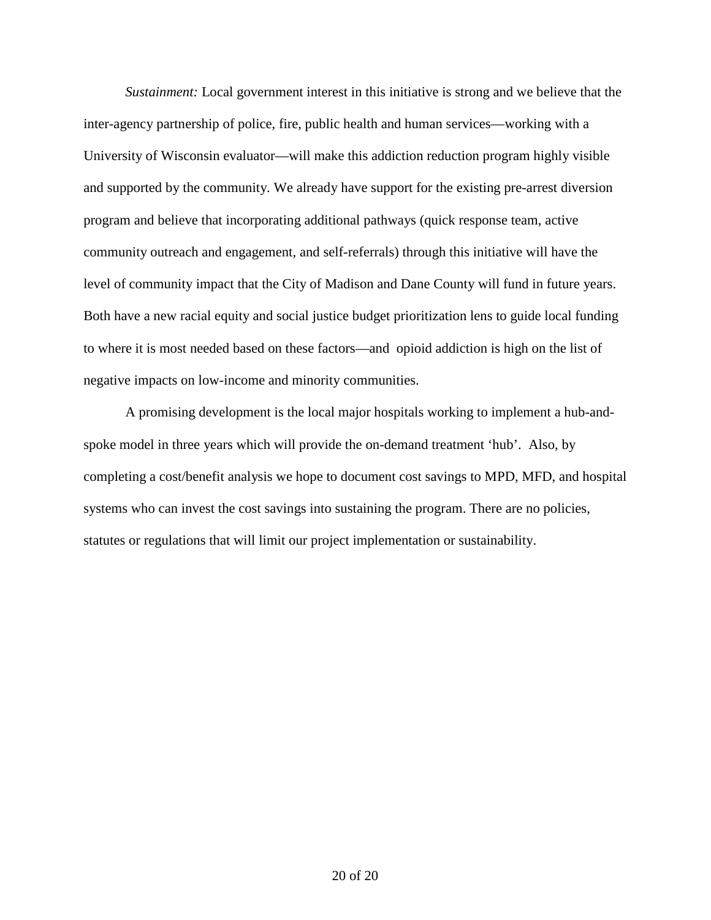*Sustainment:* Local government interest in this initiative is strong and we believe that the inter-agency partnership of police, fire, public health and human services—working with a University of Wisconsin evaluator—will make this addiction reduction program highly visible and supported by the community. We already have support for the existing pre-arrest diversion program and believe that incorporating additional pathways (quick response team, active community outreach and engagement, and self-referrals) through this initiative will have the level of community impact that the City of Madison and Dane County will fund in future years. Both have a new racial equity and social justice budget prioritization lens to guide local funding to where it is most needed based on these factors—and opioid addiction is high on the list of negative impacts on low-income and minority communities.

A promising development is the local major hospitals working to implement a hub-and-spoke model in three years which will provide the on-demand treatment 'hub'. Also, by completing a cost/benefit analysis we hope to document cost savings to MPD, MFD, and hospital systems who can invest the cost savings into sustaining the program. There are no policies, statutes or regulations that will limit our project implementation or sustainability.